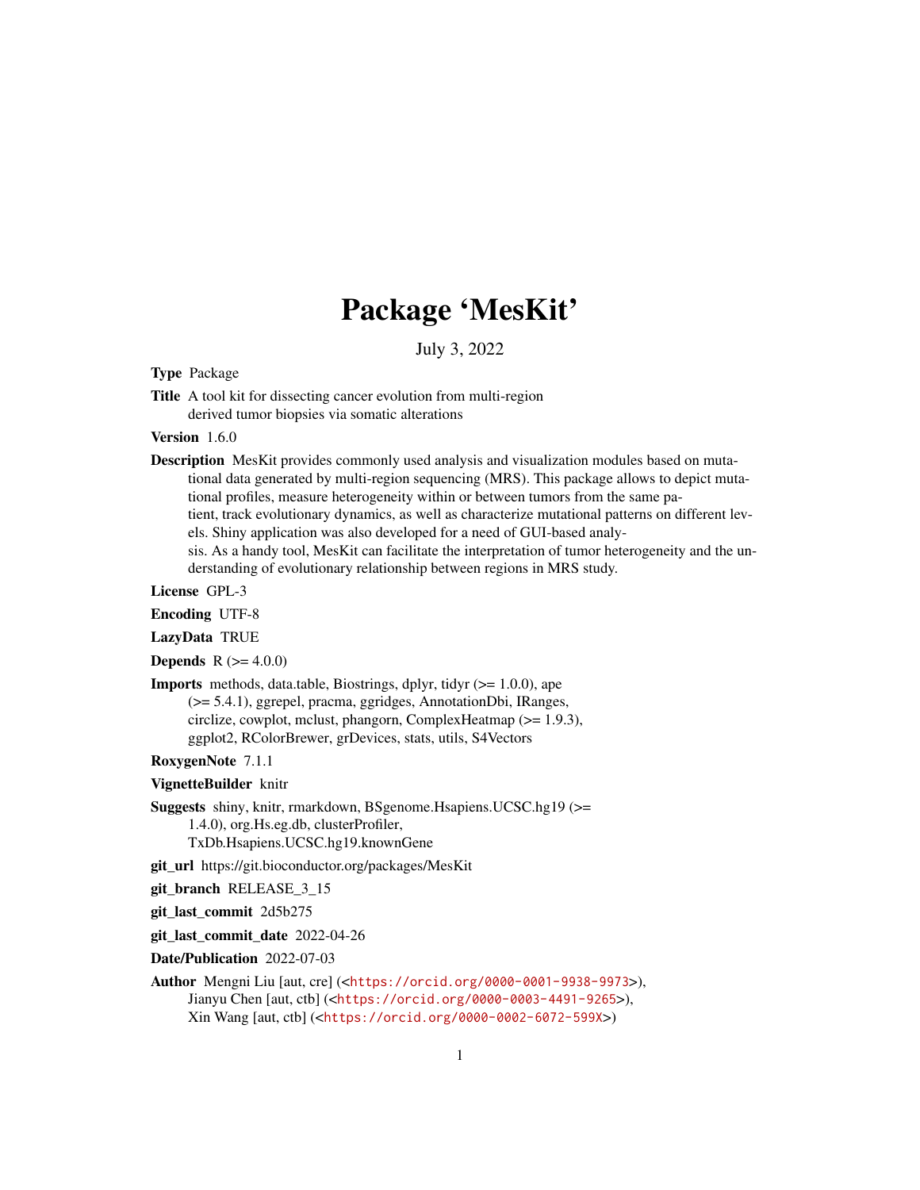# Package 'MesKit'

July 3, 2022

**Type** Package

**Title** A tool kit for dissecting cancer evolution from multi-region derived tumor biopsies via somatic alterations

**Version** 1.6.0

**Description** MesKit provides commonly used analysis and visualization modules based on mutational data generated by multi-region sequencing (MRS). This package allows to depict mutational profiles, measure heterogeneity within or between tumors from the same patient, track evolutionary dynamics, as well as characterize mutational patterns on different levels. Shiny application was also developed for a need of GUI-based analysis. As a handy tool, MesKit can facilitate the interpretation of tumor heterogeneity and the understanding of evolutionary relationship between regions in MRS study.

**License** GPL-3

**Encoding** UTF-8

**LazyData** TRUE

**Depends** R (>= 4.0.0)

**Imports** methods, data.table, Biostrings, dplyr, tidyr (>= 1.0.0), ape (>= 5.4.1), ggrepel, pracma, ggridges, AnnotationDbi, IRanges, circlize, cowplot, mclust, phangorn, ComplexHeatmap (>= 1.9.3), ggplot2, RColorBrewer, grDevices, stats, utils, S4Vectors

**RoxygenNote** 7.1.1

**VignetteBuilder** knitr

**Suggests** shiny, knitr, rmarkdown, BSgenome.Hsapiens.UCSC.hg19 (>= 1.4.0), org.Hs.eg.db, clusterProfiler, TxDb.Hsapiens.UCSC.hg19.knownGene

**git_url** https://git.bioconductor.org/packages/MesKit

**git_branch** RELEASE_3_15

**git_last_commit** 2d5b275

**git_last_commit_date** 2022-04-26

**Date/Publication** 2022-07-03

**Author** Mengni Liu [aut, cre] (<https://orcid.org/0000-0001-9938-9973>), Jianyu Chen [aut, ctb] (<https://orcid.org/0000-0003-4491-9265>), Xin Wang [aut, ctb] (<https://orcid.org/0000-0002-6072-599X>)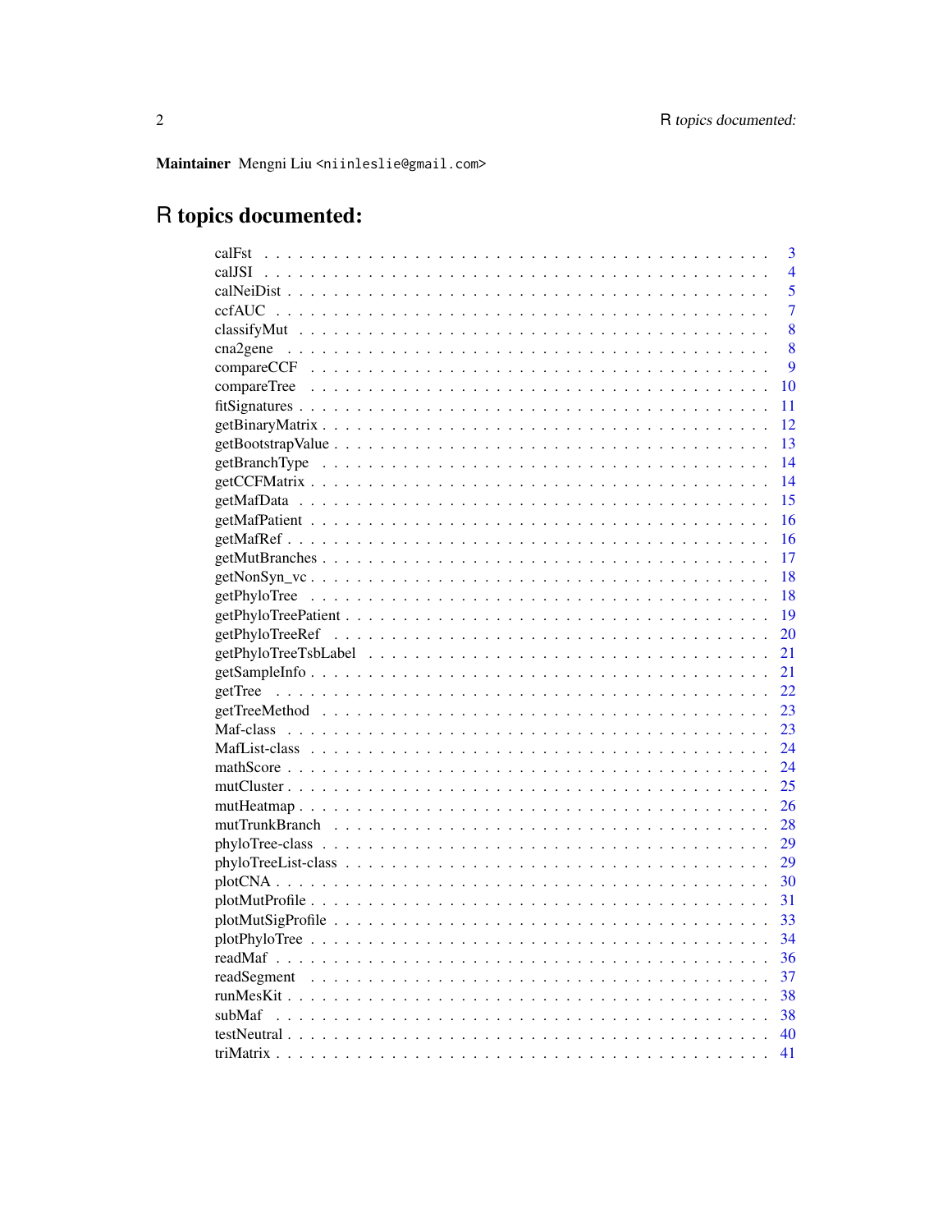**Maintainer** Mengni Liu <niinleslie@gmail.com>

# R topics documented:

| | |
|---|---|
| calFst | 3 |
| calJSI | 4 |
| calNeiDist | 5 |
| ccfAUC | 7 |
| classifyMut | 8 |
| cna2gene | 8 |
| compareCCF | 9 |
| compareTree | 10 |
| fitSignatures | 11 |
| getBinaryMatrix | 12 |
| getBootstrapValue | 13 |
| getBranchType | 14 |
| getCCFMatrix | 14 |
| getMafData | 15 |
| getMafPatient | 16 |
| getMafRef | 16 |
| getMutBranches | 17 |
| getNonSyn_vc | 18 |
| getPhyloTree | 18 |
| getPhyloTreePatient | 19 |
| getPhyloTreeRef | 20 |
| getPhyloTreeTsbLabel | 21 |
| getSampleInfo | 21 |
| getTree | 22 |
| getTreeMethod | 23 |
| Maf-class | 23 |
| MafList-class | 24 |
| mathScore | 24 |
| mutCluster | 25 |
| mutHeatmap | 26 |
| mutTrunkBranch | 28 |
| phyloTree-class | 29 |
| phyloTreeList-class | 29 |
| plotCNA | 30 |
| plotMutProfile | 31 |
| plotMutSigProfile | 33 |
| plotPhyloTree | 34 |
| readMaf | 36 |
| readSegment | 37 |
| runMesKit | 38 |
| subMaf | 38 |
| testNeutral | 40 |
| triMatrix | 41 |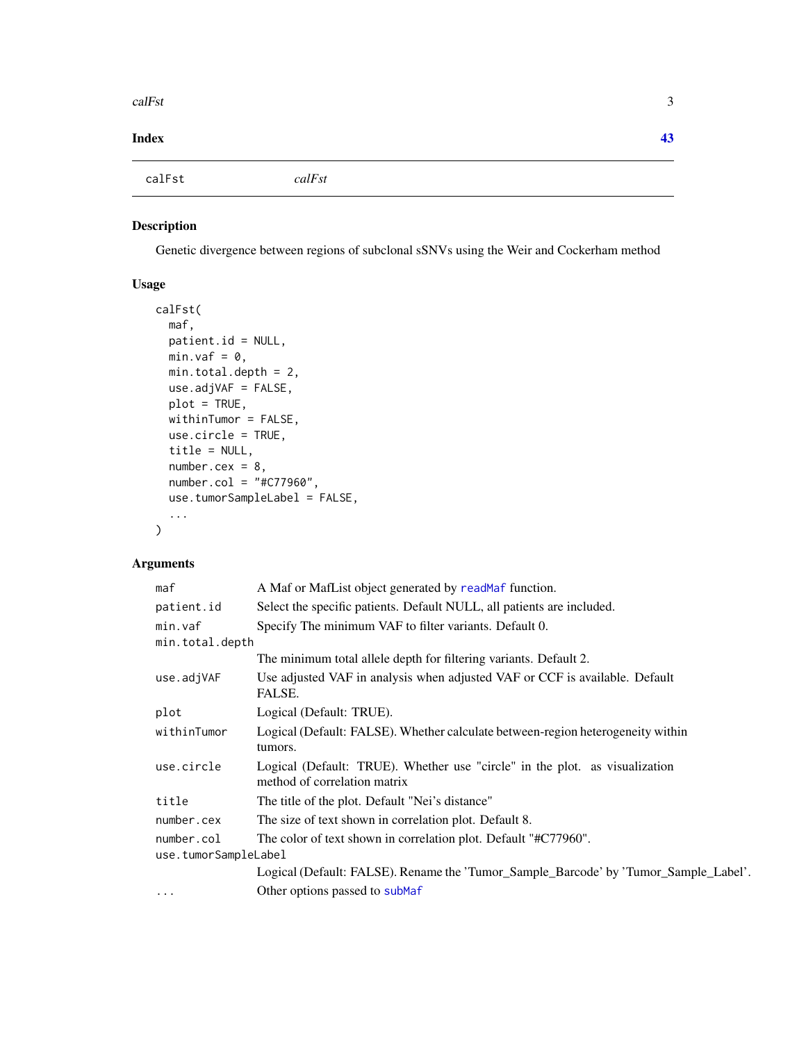**Index** **43**

---

calFst *calFst*

---

## Description

Genetic divergence between regions of subclonal sSNVs using the Weir and Cockerham method

## Usage

```
calFst(
  maf,
  patient.id = NULL,
  min.vaf = 0,
  min.total.depth = 2,
  use.adjVAF = FALSE,
  plot = TRUE,
  withinTumor = FALSE,
  use.circle = TRUE,
  title = NULL,
  number.cex = 8,
  number.col = "#C77960",
  use.tumorSampleLabel = FALSE,
  ...
)
```

## Arguments

| | |
|---|---|
| maf | A Maf or MafList object generated by readMaf function. |
| patient.id | Select the specific patients. Default NULL, all patients are included. |
| min.vaf | Specify The minimum VAF to filter variants. Default 0. |
| min.total.depth | The minimum total allele depth for filtering variants. Default 2. |
| use.adjVAF | Use adjusted VAF in analysis when adjusted VAF or CCF is available. Default FALSE. |
| plot | Logical (Default: TRUE). |
| withinTumor | Logical (Default: FALSE). Whether calculate between-region heterogeneity within tumors. |
| use.circle | Logical (Default: TRUE). Whether use "circle" in the plot. as visualization method of correlation matrix |
| title | The title of the plot. Default "Nei's distance" |
| number.cex | The size of text shown in correlation plot. Default 8. |
| number.col | The color of text shown in correlation plot. Default "#C77960". |
| use.tumorSampleLabel | Logical (Default: FALSE). Rename the 'Tumor_Sample_Barcode' by 'Tumor_Sample_Label'. |
| ... | Other options passed to subMaf |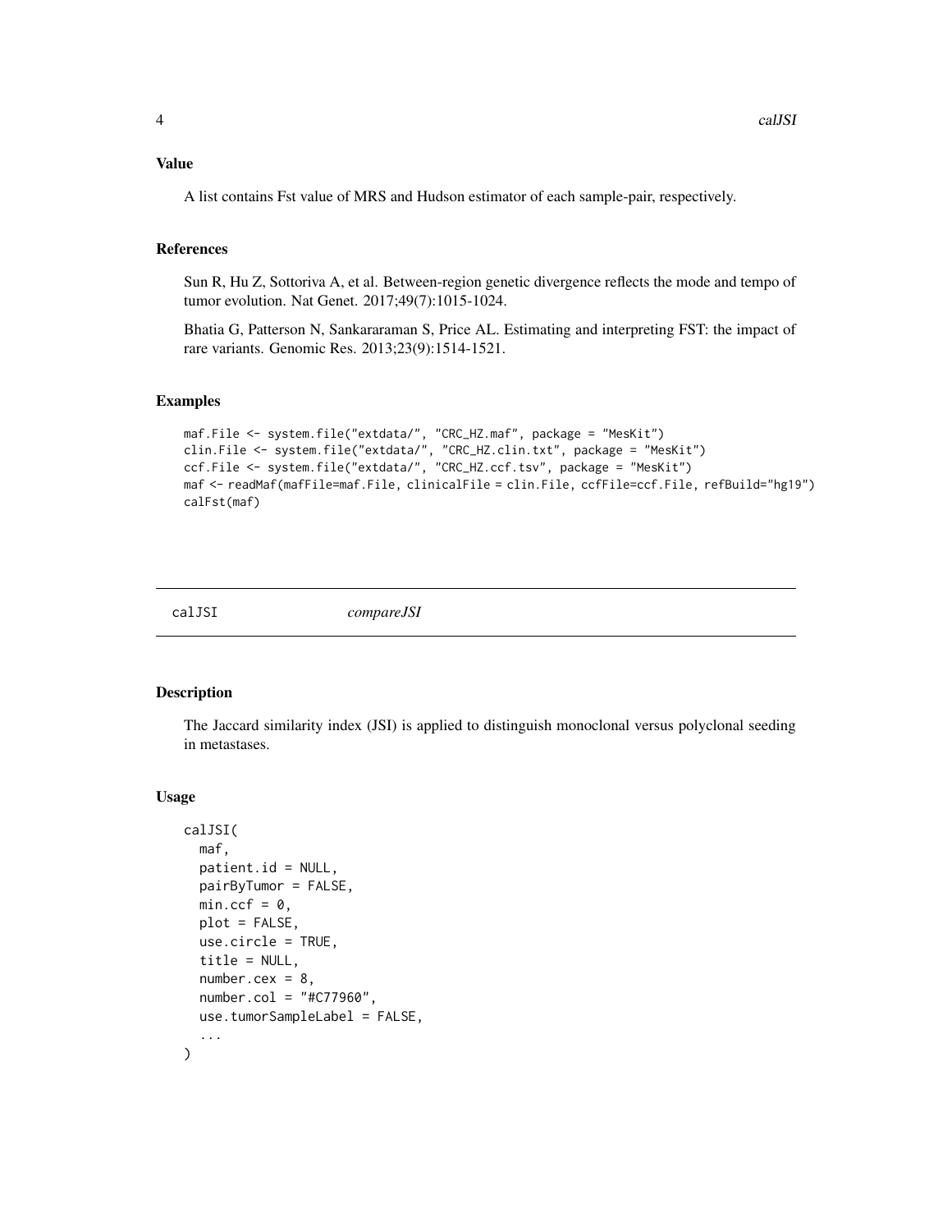### Value

A list contains Fst value of MRS and Hudson estimator of each sample-pair, respectively.

### References

Sun R, Hu Z, Sottoriva A, et al. Between-region genetic divergence reflects the mode and tempo of tumor evolution. Nat Genet. 2017;49(7):1015-1024.

Bhatia G, Patterson N, Sankararaman S, Price AL. Estimating and interpreting FST: the impact of rare variants. Genomic Res. 2013;23(9):1514-1521.

### Examples

```
maf.File <- system.file("extdata/", "CRC_HZ.maf", package = "MesKit")
clin.File <- system.file("extdata/", "CRC_HZ.clin.txt", package = "MesKit")
ccf.File <- system.file("extdata/", "CRC_HZ.ccf.tsv", package = "MesKit")
maf <- readMaf(mafFile=maf.File, clinicalFile = clin.File, ccfFile=ccf.File, refBuild="hg19")
calFst(maf)
```

---

## calJSI *compareJSI*

---

### Description

The Jaccard similarity index (JSI) is applied to distinguish monoclonal versus polyclonal seeding in metastases.

### Usage

```
calJSI(
  maf,
  patient.id = NULL,
  pairByTumor = FALSE,
  min.ccf = 0,
  plot = FALSE,
  use.circle = TRUE,
  title = NULL,
  number.cex = 8,
  number.col = "#C77960",
  use.tumorSampleLabel = FALSE,
  ...
)
```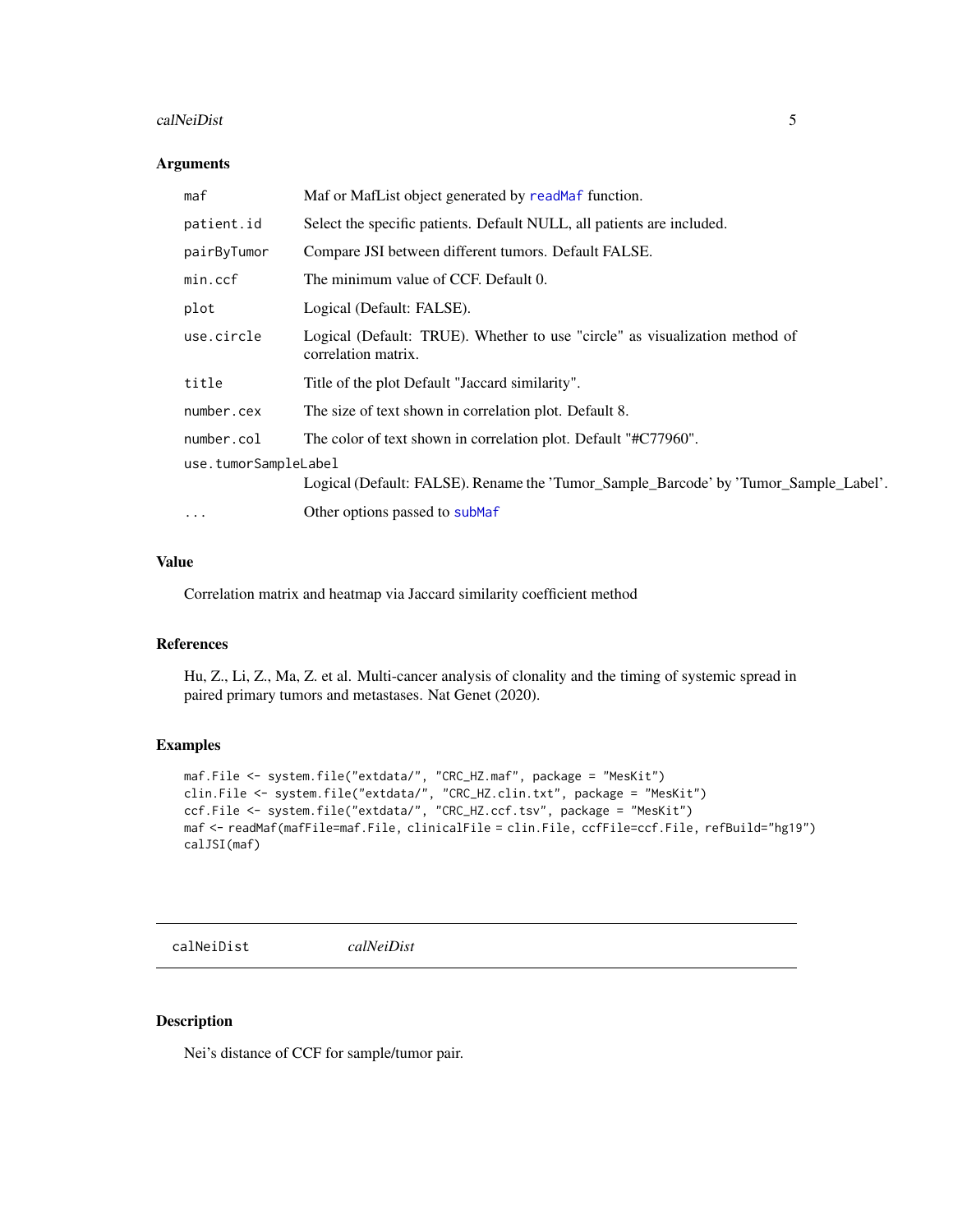## Arguments

| | |
|---|---|
| `maf` | Maf or MafList object generated by `readMaf` function. |
| `patient.id` | Select the specific patients. Default NULL, all patients are included. |
| `pairByTumor` | Compare JSI between different tumors. Default FALSE. |
| `min.ccf` | The minimum value of CCF. Default 0. |
| `plot` | Logical (Default: FALSE). |
| `use.circle` | Logical (Default: TRUE). Whether to use "circle" as visualization method of correlation matrix. |
| `title` | Title of the plot Default "Jaccard similarity". |
| `number.cex` | The size of text shown in correlation plot. Default 8. |
| `number.col` | The color of text shown in correlation plot. Default "#C77960". |
| `use.tumorSampleLabel` | Logical (Default: FALSE). Rename the 'Tumor_Sample_Barcode' by 'Tumor_Sample_Label'. |
| `...` | Other options passed to `subMaf` |

## Value

Correlation matrix and heatmap via Jaccard similarity coefficient method

## References

Hu, Z., Li, Z., Ma, Z. et al. Multi-cancer analysis of clonality and the timing of systemic spread in paired primary tumors and metastases. Nat Genet (2020).

## Examples

```
maf.File <- system.file("extdata/", "CRC_HZ.maf", package = "MesKit")
clin.File <- system.file("extdata/", "CRC_HZ.clin.txt", package = "MesKit")
ccf.File <- system.file("extdata/", "CRC_HZ.ccf.tsv", package = "MesKit")
maf <- readMaf(mafFile=maf.File, clinicalFile = clin.File, ccfFile=ccf.File, refBuild="hg19")
calJSI(maf)
```

---

# calNeiDist *calNeiDist*

## Description

Nei's distance of CCF for sample/tumor pair.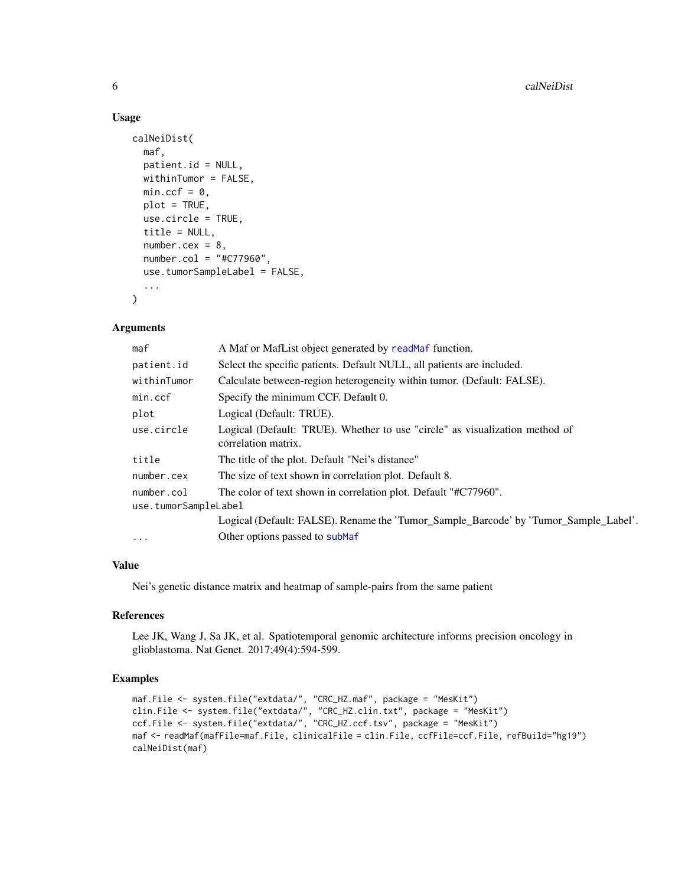## Usage

```
calNeiDist(
  maf,
  patient.id = NULL,
  withinTumor = FALSE,
  min.ccf = 0,
  plot = TRUE,
  use.circle = TRUE,
  title = NULL,
  number.cex = 8,
  number.col = "#C77960",
  use.tumorSampleLabel = FALSE,
  ...
)
```

## Arguments

| | |
|---|---|
| `maf` | A Maf or MafList object generated by `readMaf` function. |
| `patient.id` | Select the specific patients. Default NULL, all patients are included. |
| `withinTumor` | Calculate between-region heterogeneity within tumor. (Default: FALSE). |
| `min.ccf` | Specify the minimum CCF. Default 0. |
| `plot` | Logical (Default: TRUE). |
| `use.circle` | Logical (Default: TRUE). Whether to use "circle" as visualization method of correlation matrix. |
| `title` | The title of the plot. Default "Nei's distance" |
| `number.cex` | The size of text shown in correlation plot. Default 8. |
| `number.col` | The color of text shown in correlation plot. Default "#C77960". |
| `use.tumorSampleLabel` | Logical (Default: FALSE). Rename the 'Tumor_Sample_Barcode' by 'Tumor_Sample_Label'. |
| `...` | Other options passed to `subMaf` |

## Value

Nei's genetic distance matrix and heatmap of sample-pairs from the same patient

## References

Lee JK, Wang J, Sa JK, et al. Spatiotemporal genomic architecture informs precision oncology in glioblastoma. Nat Genet. 2017;49(4):594-599.

## Examples

```
maf.File <- system.file("extdata/", "CRC_HZ.maf", package = "MesKit")
clin.File <- system.file("extdata/", "CRC_HZ.clin.txt", package = "MesKit")
ccf.File <- system.file("extdata/", "CRC_HZ.ccf.tsv", package = "MesKit")
maf <- readMaf(mafFile=maf.File, clinicalFile = clin.File, ccfFile=ccf.File, refBuild="hg19")
calNeiDist(maf)
```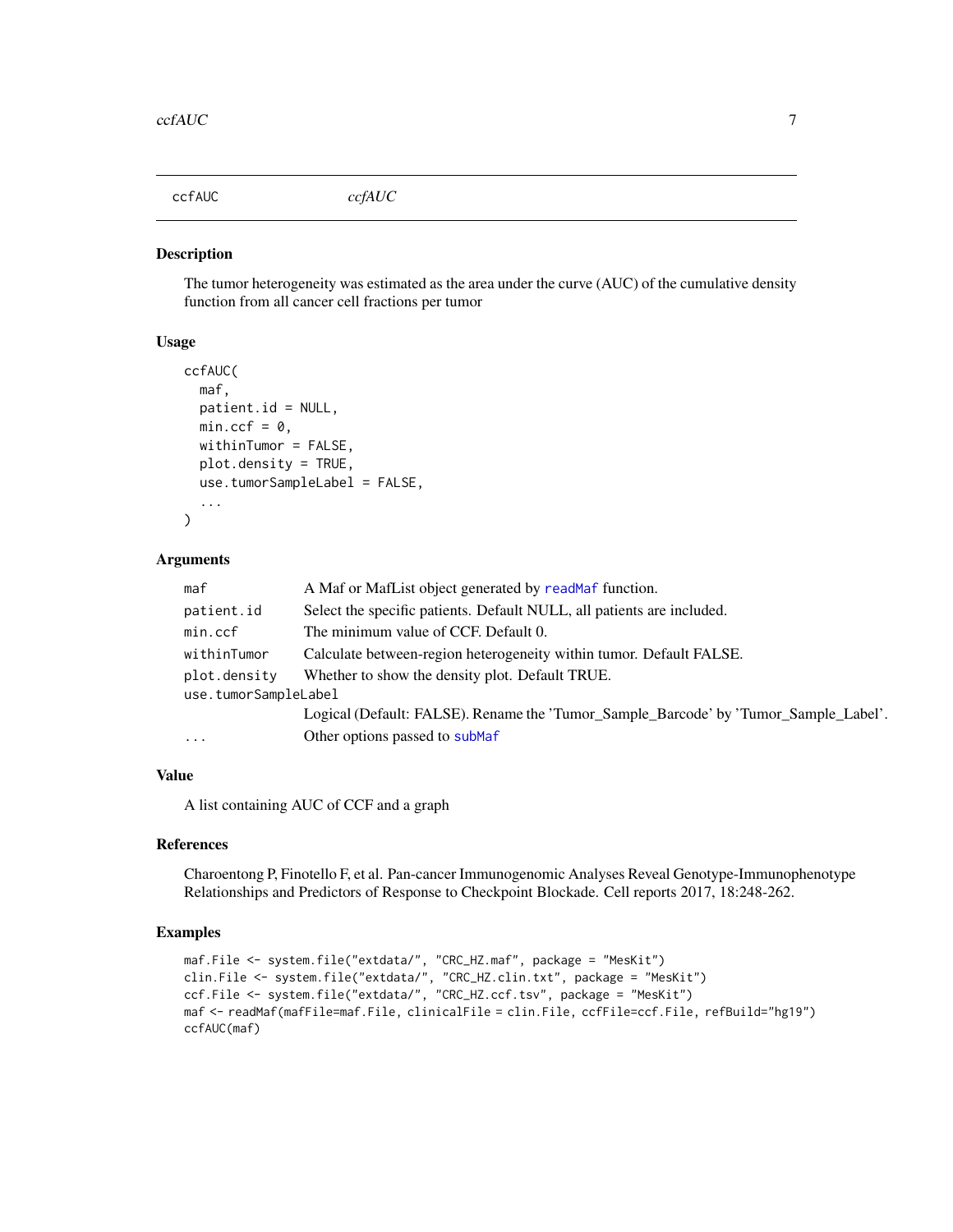## ccfAUC *ccfAUC*

### Description

The tumor heterogeneity was estimated as the area under the curve (AUC) of the cumulative density function from all cancer cell fractions per tumor

### Usage

```
ccfAUC(
  maf,
  patient.id = NULL,
  min.ccf = 0,
  withinTumor = FALSE,
  plot.density = TRUE,
  use.tumorSampleLabel = FALSE,
  ...
)
```

### Arguments

| | |
|---|---|
| `maf` | A Maf or MafList object generated by `readMaf` function. |
| `patient.id` | Select the specific patients. Default NULL, all patients are included. |
| `min.ccf` | The minimum value of CCF. Default 0. |
| `withinTumor` | Calculate between-region heterogeneity within tumor. Default FALSE. |
| `plot.density` | Whether to show the density plot. Default TRUE. |
| `use.tumorSampleLabel` | Logical (Default: FALSE). Rename the 'Tumor_Sample_Barcode' by 'Tumor_Sample_Label'. |
| `...` | Other options passed to `subMaf` |

### Value

A list containing AUC of CCF and a graph

### References

Charoentong P, Finotello F, et al. Pan-cancer Immunogenomic Analyses Reveal Genotype-Immunophenotype Relationships and Predictors of Response to Checkpoint Blockade. Cell reports 2017, 18:248-262.

### Examples

```
maf.File <- system.file("extdata/", "CRC_HZ.maf", package = "MesKit")
clin.File <- system.file("extdata/", "CRC_HZ.clin.txt", package = "MesKit")
ccf.File <- system.file("extdata/", "CRC_HZ.ccf.tsv", package = "MesKit")
maf <- readMaf(mafFile=maf.File, clinicalFile = clin.File, ccfFile=ccf.File, refBuild="hg19")
ccfAUC(maf)
```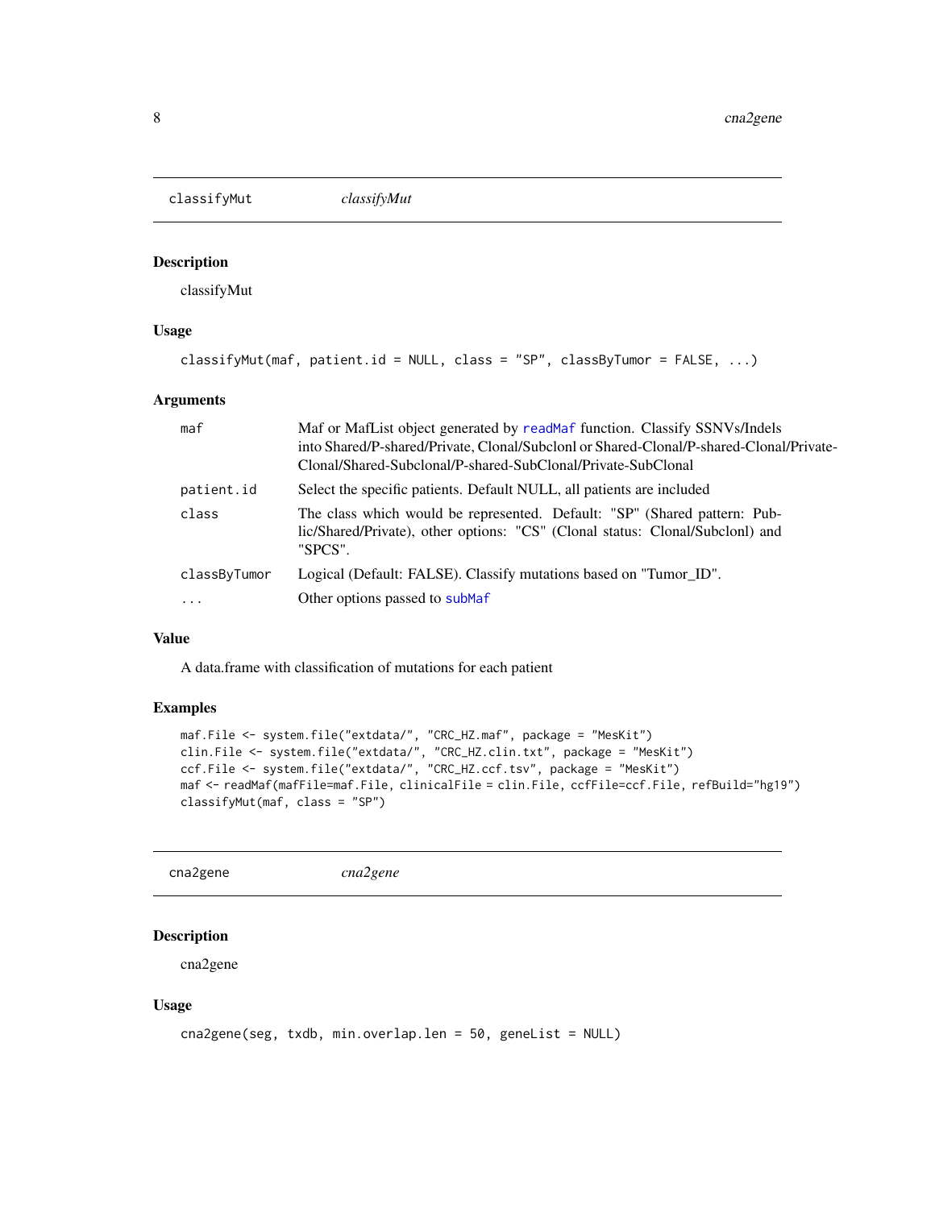## classifyMut — *classifyMut*

### Description

classifyMut

### Usage

```
classifyMut(maf, patient.id = NULL, class = "SP", classByTumor = FALSE, ...)
```

### Arguments

| Argument | Description |
| --- | --- |
| maf | Maf or MafList object generated by readMaf function. Classify SSNVs/Indels into Shared/P-shared/Private, Clonal/Subclonl or Shared-Clonal/P-shared-Clonal/Private-Clonal/Shared-Subclonal/P-shared-SubClonal/Private-SubClonal |
| patient.id | Select the specific patients. Default NULL, all patients are included |
| class | The class which would be represented. Default: "SP" (Shared pattern: Public/Shared/Private), other options: "CS" (Clonal status: Clonal/Subclonl) and "SPCS". |
| classByTumor | Logical (Default: FALSE). Classify mutations based on "Tumor_ID". |
| ... | Other options passed to subMaf |

### Value

A data.frame with classification of mutations for each patient

### Examples

```
maf.File <- system.file("extdata/", "CRC_HZ.maf", package = "MesKit")
clin.File <- system.file("extdata/", "CRC_HZ.clin.txt", package = "MesKit")
ccf.File <- system.file("extdata/", "CRC_HZ.ccf.tsv", package = "MesKit")
maf <- readMaf(mafFile=maf.File, clinicalFile = clin.File, ccfFile=ccf.File, refBuild="hg19")
classifyMut(maf, class = "SP")
```

## cna2gene — *cna2gene*

### Description

cna2gene

### Usage

```
cna2gene(seg, txdb, min.overlap.len = 50, geneList = NULL)
```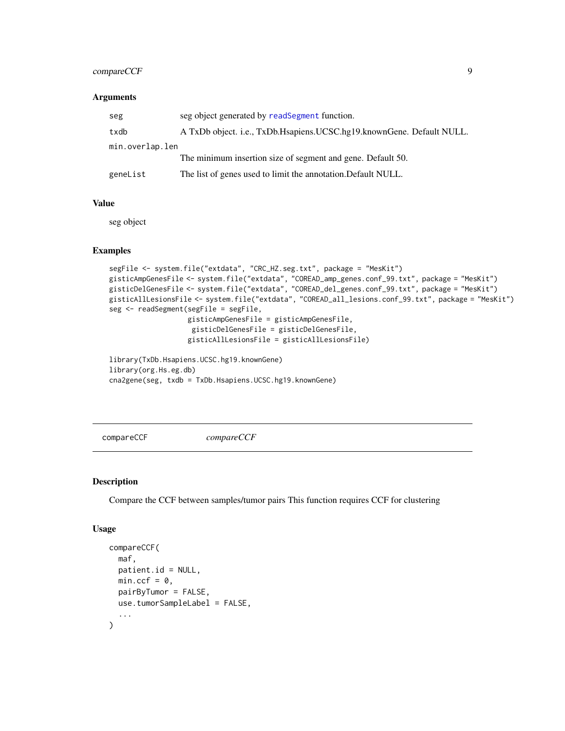### Arguments

| | |
|---|---|
| seg | seg object generated by readSegment function. |
| txdb | A TxDb object. i.e., TxDb.Hsapiens.UCSC.hg19.knownGene. Default NULL. |
| min.overlap.len | The minimum insertion size of segment and gene. Default 50. |
| geneList | The list of genes used to limit the annotation.Default NULL. |

### Value

seg object

### Examples

```
segFile <- system.file("extdata", "CRC_HZ.seg.txt", package = "MesKit")
gisticAmpGenesFile <- system.file("extdata", "COREAD_amp_genes.conf_99.txt", package = "MesKit")
gisticDelGenesFile <- system.file("extdata", "COREAD_del_genes.conf_99.txt", package = "MesKit")
gisticAllLesionsFile <- system.file("extdata", "COREAD_all_lesions.conf_99.txt", package = "MesKit")
seg <- readSegment(segFile = segFile,
                   gisticAmpGenesFile = gisticAmpGenesFile,
                    gisticDelGenesFile = gisticDelGenesFile,
                   gisticAllLesionsFile = gisticAllLesionsFile)

library(TxDb.Hsapiens.UCSC.hg19.knownGene)
library(org.Hs.eg.db)
cna2gene(seg, txdb = TxDb.Hsapiens.UCSC.hg19.knownGene)
```

---

## compareCCF *compareCCF*

### Description

Compare the CCF between samples/tumor pairs This function requires CCF for clustering

### Usage

```
compareCCF(
  maf,
  patient.id = NULL,
  min.ccf = 0,
  pairByTumor = FALSE,
  use.tumorSampleLabel = FALSE,
  ...
)
```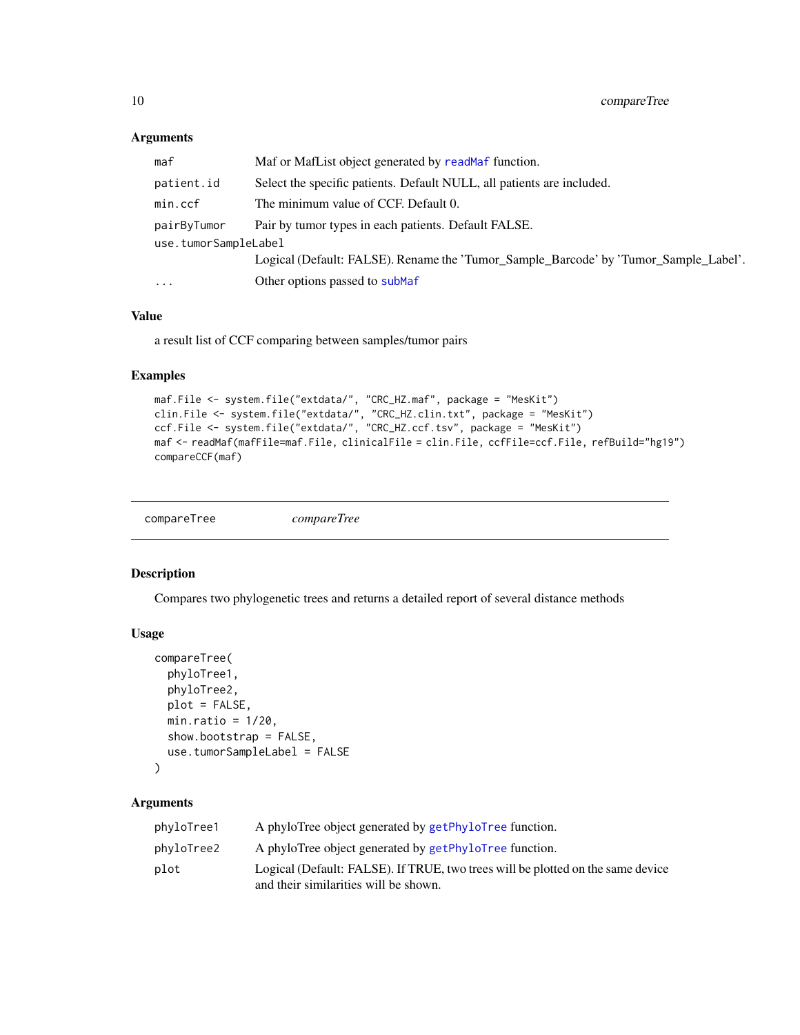### Arguments

| | |
|---|---|
| maf | Maf or MafList object generated by `readMaf` function. |
| patient.id | Select the specific patients. Default NULL, all patients are included. |
| min.ccf | The minimum value of CCF. Default 0. |
| pairByTumor | Pair by tumor types in each patients. Default FALSE. |
| use.tumorSampleLabel | Logical (Default: FALSE). Rename the 'Tumor_Sample_Barcode' by 'Tumor_Sample_Label'. |
| ... | Other options passed to `subMaf` |

### Value

a result list of CCF comparing between samples/tumor pairs

### Examples

```
maf.File <- system.file("extdata/", "CRC_HZ.maf", package = "MesKit")
clin.File <- system.file("extdata/", "CRC_HZ.clin.txt", package = "MesKit")
ccf.File <- system.file("extdata/", "CRC_HZ.ccf.tsv", package = "MesKit")
maf <- readMaf(mafFile=maf.File, clinicalFile = clin.File, ccfFile=ccf.File, refBuild="hg19")
compareCCF(maf)
```

---

## compareTree *compareTree*

### Description

Compares two phylogenetic trees and returns a detailed report of several distance methods

### Usage

```
compareTree(
  phyloTree1,
  phyloTree2,
  plot = FALSE,
  min.ratio = 1/20,
  show.bootstrap = FALSE,
  use.tumorSampleLabel = FALSE
)
```

### Arguments

| | |
|---|---|
| phyloTree1 | A phyloTree object generated by `getPhyloTree` function. |
| phyloTree2 | A phyloTree object generated by `getPhyloTree` function. |
| plot | Logical (Default: FALSE). If TRUE, two trees will be plotted on the same device and their similarities will be shown. |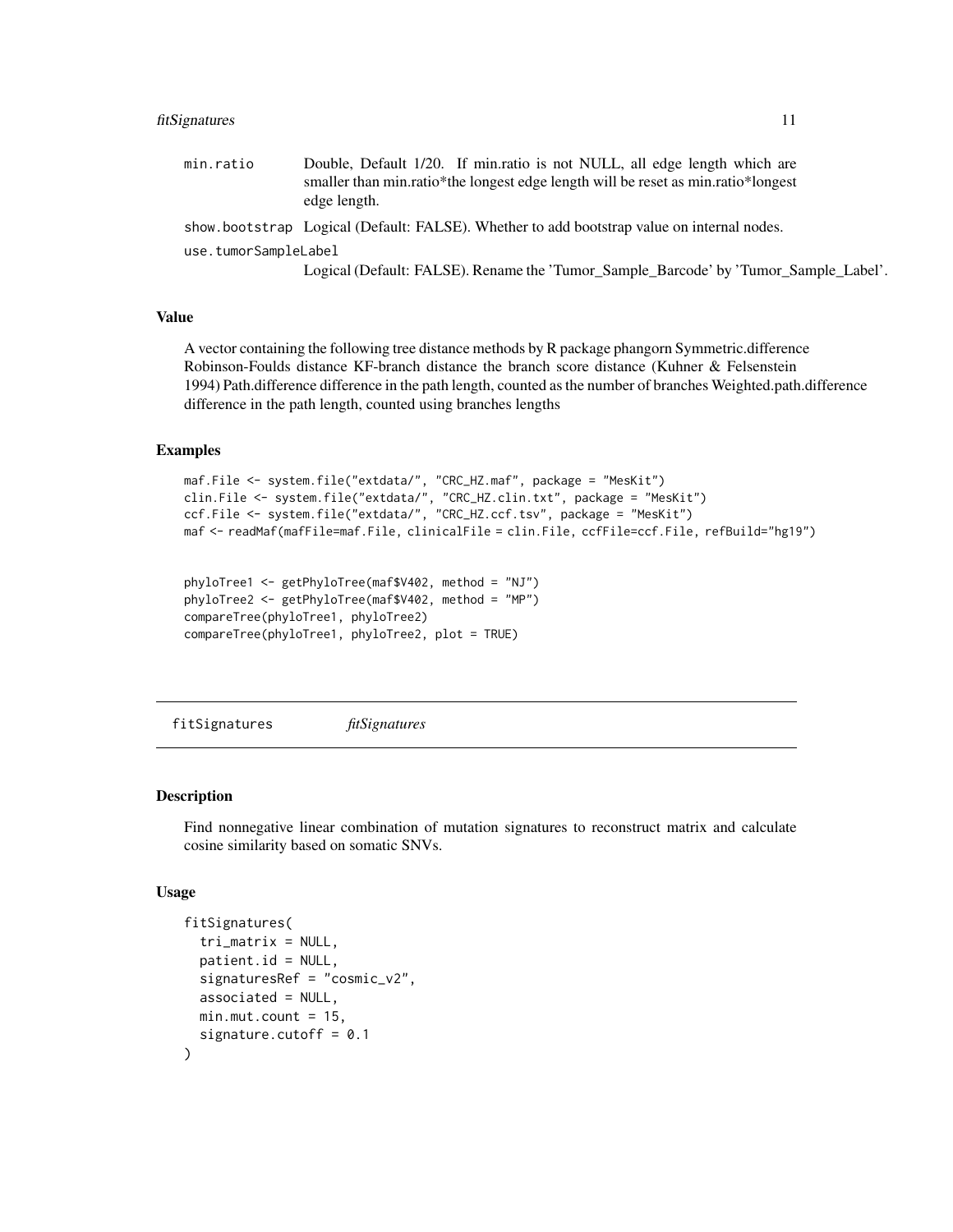min.ratio
: Double, Default 1/20. If min.ratio is not NULL, all edge length which are smaller than min.ratio*the longest edge length will be reset as min.ratio*longest edge length.

show.bootstrap
: Logical (Default: FALSE). Whether to add bootstrap value on internal nodes.

use.tumorSampleLabel
: Logical (Default: FALSE). Rename the 'Tumor_Sample_Barcode' by 'Tumor_Sample_Label'.

### Value

A vector containing the following tree distance methods by R package phangorn Symmetric.difference Robinson-Foulds distance KF-branch distance the branch score distance (Kuhner & Felsenstein 1994) Path.difference difference in the path length, counted as the number of branches Weighted.path.difference difference in the path length, counted using branches lengths

### Examples

```
maf.File <- system.file("extdata/", "CRC_HZ.maf", package = "MesKit")
clin.File <- system.file("extdata/", "CRC_HZ.clin.txt", package = "MesKit")
ccf.File <- system.file("extdata/", "CRC_HZ.ccf.tsv", package = "MesKit")
maf <- readMaf(mafFile=maf.File, clinicalFile = clin.File, ccfFile=ccf.File, refBuild="hg19")


phyloTree1 <- getPhyloTree(maf$V402, method = "NJ")
phyloTree2 <- getPhyloTree(maf$V402, method = "MP")
compareTree(phyloTree1, phyloTree2)
compareTree(phyloTree1, phyloTree2, plot = TRUE)
```

---

## fitSignatures    *fitSignatures*

---

### Description

Find nonnegative linear combination of mutation signatures to reconstruct matrix and calculate cosine similarity based on somatic SNVs.

### Usage

```
fitSignatures(
  tri_matrix = NULL,
  patient.id = NULL,
  signaturesRef = "cosmic_v2",
  associated = NULL,
  min.mut.count = 15,
  signature.cutoff = 0.1
)
```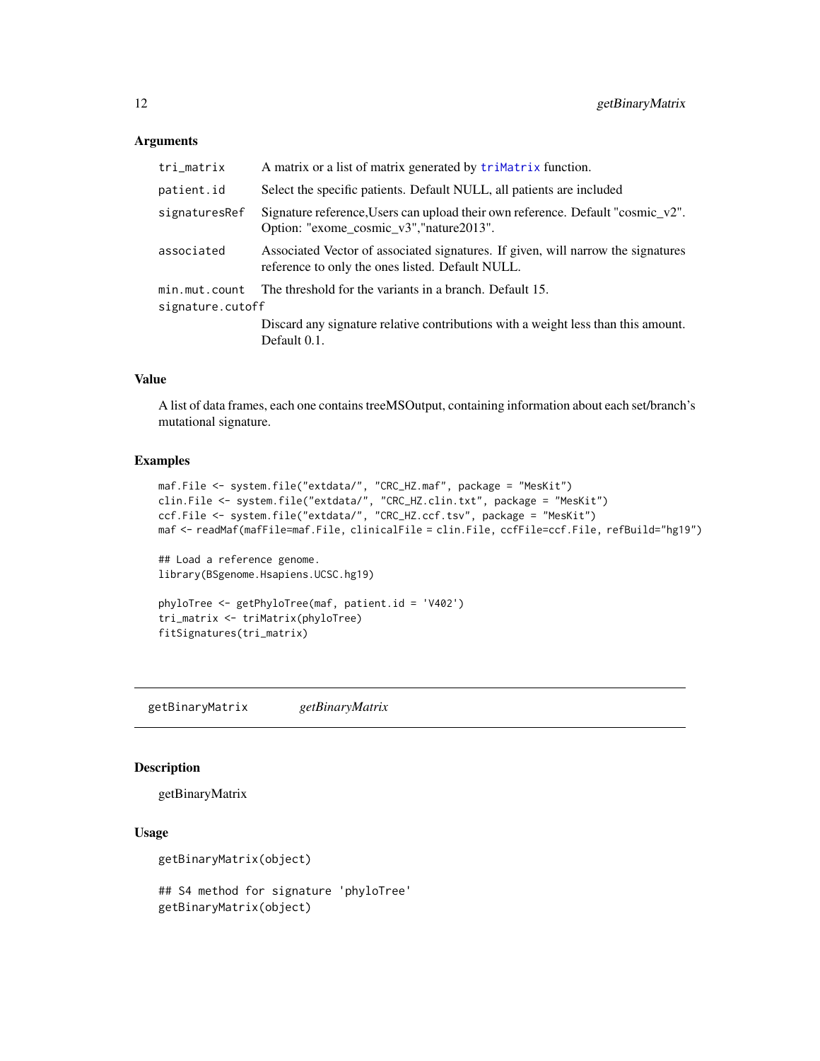### Arguments

| | |
|---|---|
| tri_matrix | A matrix or a list of matrix generated by triMatrix function. |
| patient.id | Select the specific patients. Default NULL, all patients are included |
| signaturesRef | Signature reference,Users can upload their own reference. Default "cosmic_v2". Option: "exome_cosmic_v3","nature2013". |
| associated | Associated Vector of associated signatures. If given, will narrow the signatures reference to only the ones listed. Default NULL. |
| min.mut.count | The threshold for the variants in a branch. Default 15. |
| signature.cutoff | Discard any signature relative contributions with a weight less than this amount. Default 0.1. |

### Value

A list of data frames, each one contains treeMSOutput, containing information about each set/branch's mutational signature.

### Examples

```
maf.File <- system.file("extdata/", "CRC_HZ.maf", package = "MesKit")
clin.File <- system.file("extdata/", "CRC_HZ.clin.txt", package = "MesKit")
ccf.File <- system.file("extdata/", "CRC_HZ.ccf.tsv", package = "MesKit")
maf <- readMaf(mafFile=maf.File, clinicalFile = clin.File, ccfFile=ccf.File, refBuild="hg19")

## Load a reference genome.
library(BSgenome.Hsapiens.UCSC.hg19)

phyloTree <- getPhyloTree(maf, patient.id = 'V402')
tri_matrix <- triMatrix(phyloTree)
fitSignatures(tri_matrix)
```

---

## getBinaryMatrix *getBinaryMatrix*

### Description

getBinaryMatrix

### Usage

```
getBinaryMatrix(object)

## S4 method for signature 'phyloTree'
getBinaryMatrix(object)
```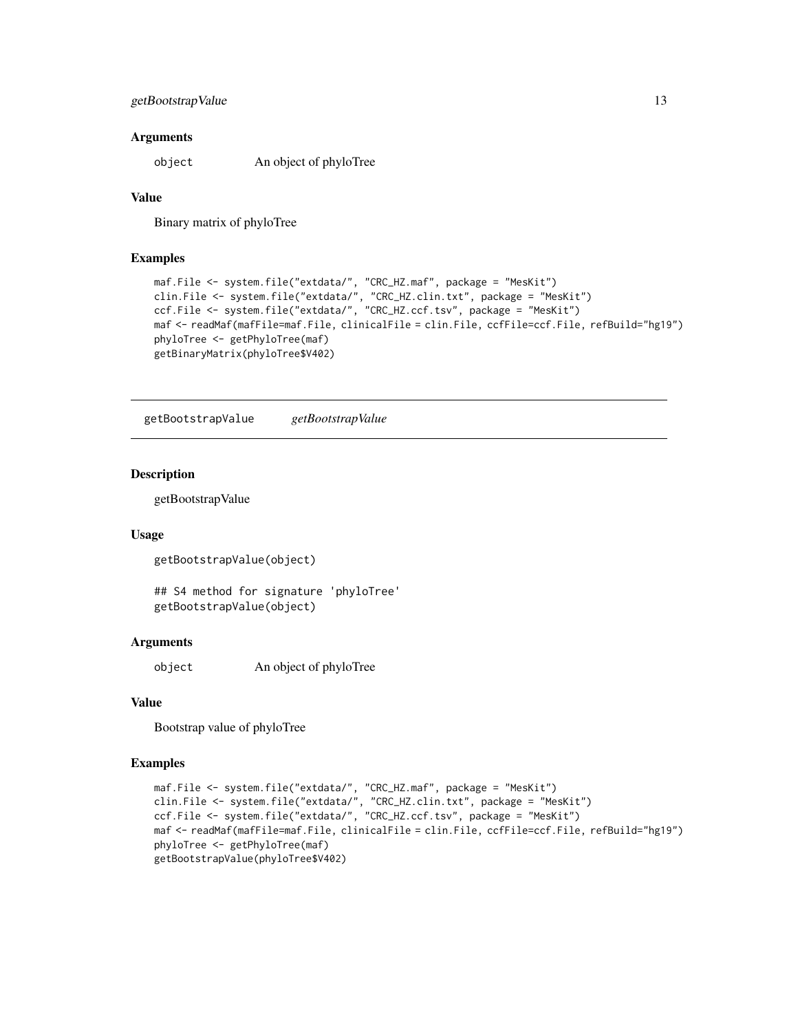### Arguments

object An object of phyloTree

### Value

Binary matrix of phyloTree

### Examples

```
maf.File <- system.file("extdata/", "CRC_HZ.maf", package = "MesKit")
clin.File <- system.file("extdata/", "CRC_HZ.clin.txt", package = "MesKit")
ccf.File <- system.file("extdata/", "CRC_HZ.ccf.tsv", package = "MesKit")
maf <- readMaf(mafFile=maf.File, clinicalFile = clin.File, ccfFile=ccf.File, refBuild="hg19")
phyloTree <- getPhyloTree(maf)
getBinaryMatrix(phyloTree$V402)
```

---

## getBootstrapValue *getBootstrapValue*

### Description

getBootstrapValue

### Usage

```
getBootstrapValue(object)

## S4 method for signature 'phyloTree'
getBootstrapValue(object)
```

### Arguments

object An object of phyloTree

### Value

Bootstrap value of phyloTree

### Examples

```
maf.File <- system.file("extdata/", "CRC_HZ.maf", package = "MesKit")
clin.File <- system.file("extdata/", "CRC_HZ.clin.txt", package = "MesKit")
ccf.File <- system.file("extdata/", "CRC_HZ.ccf.tsv", package = "MesKit")
maf <- readMaf(mafFile=maf.File, clinicalFile = clin.File, ccfFile=ccf.File, refBuild="hg19")
phyloTree <- getPhyloTree(maf)
getBootstrapValue(phyloTree$V402)
```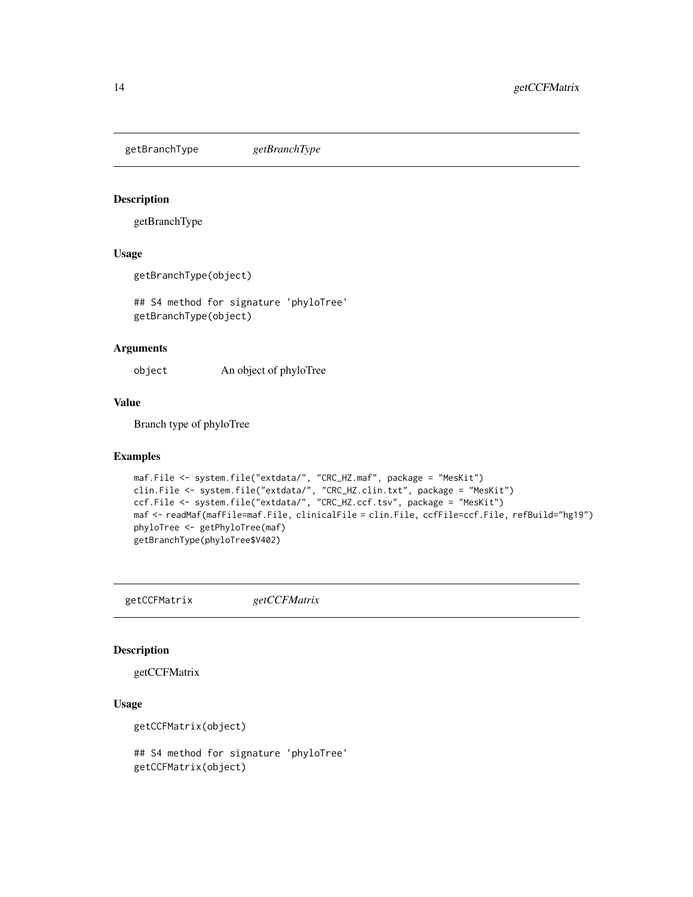## getBranchType *getBranchType*

### Description

getBranchType

### Usage

```
getBranchType(object)

## S4 method for signature 'phyloTree'
getBranchType(object)
```

### Arguments

| | |
|---|---|
| object | An object of phyloTree |

### Value

Branch type of phyloTree

### Examples

```
maf.File <- system.file("extdata/", "CRC_HZ.maf", package = "MesKit")
clin.File <- system.file("extdata/", "CRC_HZ.clin.txt", package = "MesKit")
ccf.File <- system.file("extdata/", "CRC_HZ.ccf.tsv", package = "MesKit")
maf <- readMaf(mafFile=maf.File, clinicalFile = clin.File, ccfFile=ccf.File, refBuild="hg19")
phyloTree <- getPhyloTree(maf)
getBranchType(phyloTree$V402)
```

## getCCFMatrix *getCCFMatrix*

### Description

getCCFMatrix

### Usage

```
getCCFMatrix(object)

## S4 method for signature 'phyloTree'
getCCFMatrix(object)
```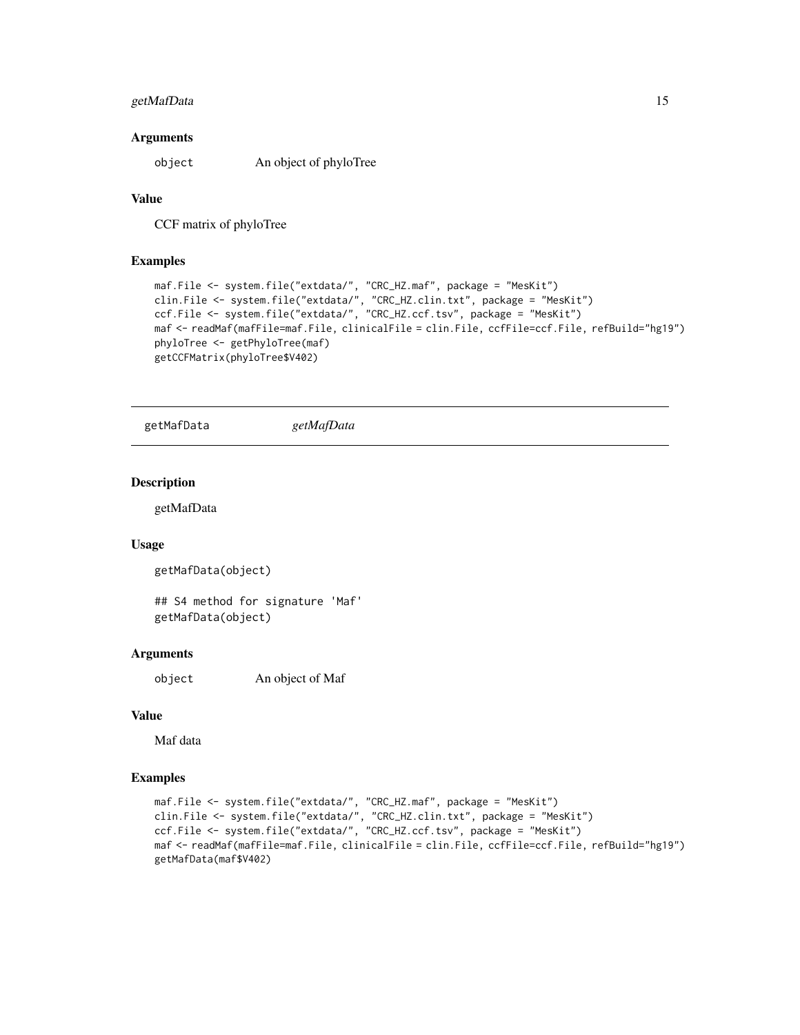### Arguments

object An object of phyloTree

### Value

CCF matrix of phyloTree

### Examples

```
maf.File <- system.file("extdata/", "CRC_HZ.maf", package = "MesKit")
clin.File <- system.file("extdata/", "CRC_HZ.clin.txt", package = "MesKit")
ccf.File <- system.file("extdata/", "CRC_HZ.ccf.tsv", package = "MesKit")
maf <- readMaf(mafFile=maf.File, clinicalFile = clin.File, ccfFile=ccf.File, refBuild="hg19")
phyloTree <- getPhyloTree(maf)
getCCFMatrix(phyloTree$V402)
```

---

## getMafData *getMafData*

---

### Description

getMafData

### Usage

```
getMafData(object)

## S4 method for signature 'Maf'
getMafData(object)
```

### Arguments

object An object of Maf

### Value

Maf data

### Examples

```
maf.File <- system.file("extdata/", "CRC_HZ.maf", package = "MesKit")
clin.File <- system.file("extdata/", "CRC_HZ.clin.txt", package = "MesKit")
ccf.File <- system.file("extdata/", "CRC_HZ.ccf.tsv", package = "MesKit")
maf <- readMaf(mafFile=maf.File, clinicalFile = clin.File, ccfFile=ccf.File, refBuild="hg19")
getMafData(maf$V402)
```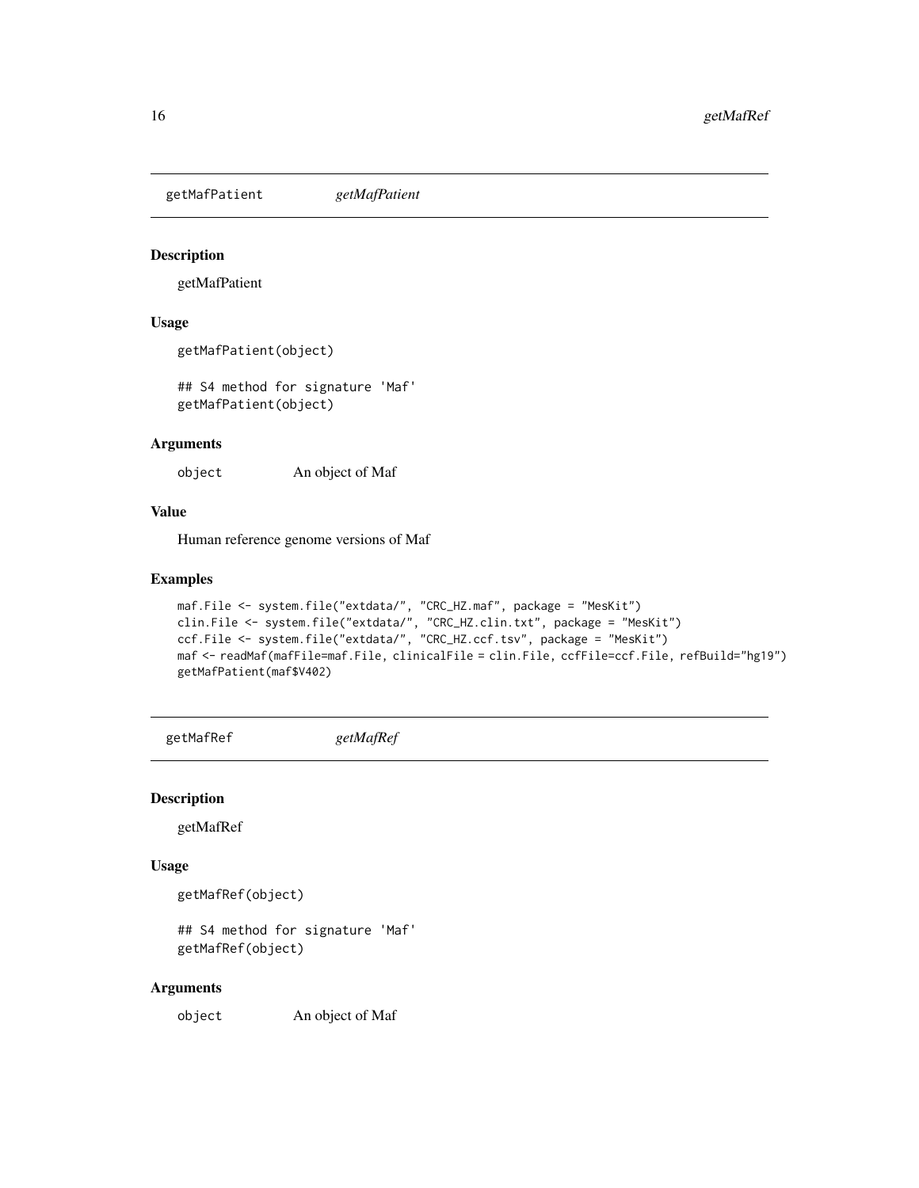## getMafPatient *getMafPatient*

### Description

getMafPatient

### Usage

```
getMafPatient(object)

## S4 method for signature 'Maf'
getMafPatient(object)
```

### Arguments

object An object of Maf

### Value

Human reference genome versions of Maf

### Examples

```
maf.File <- system.file("extdata/", "CRC_HZ.maf", package = "MesKit")
clin.File <- system.file("extdata/", "CRC_HZ.clin.txt", package = "MesKit")
ccf.File <- system.file("extdata/", "CRC_HZ.ccf.tsv", package = "MesKit")
maf <- readMaf(mafFile=maf.File, clinicalFile = clin.File, ccfFile=ccf.File, refBuild="hg19")
getMafPatient(maf$V402)
```

## getMafRef *getMafRef*

### Description

getMafRef

### Usage

```
getMafRef(object)

## S4 method for signature 'Maf'
getMafRef(object)
```

### Arguments

object An object of Maf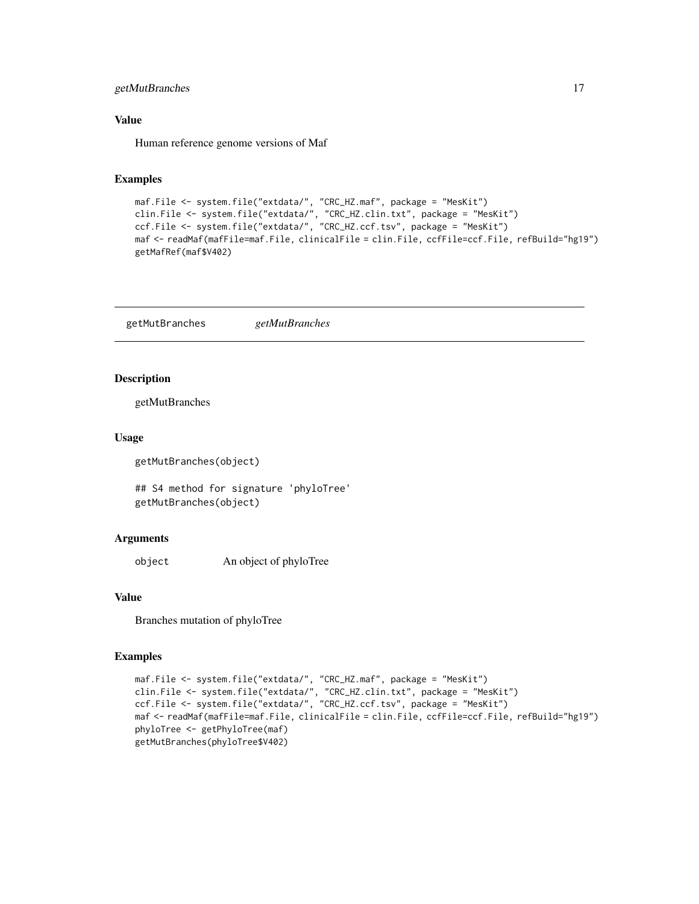## Value

Human reference genome versions of Maf

## Examples

```
maf.File <- system.file("extdata/", "CRC_HZ.maf", package = "MesKit")
clin.File <- system.file("extdata/", "CRC_HZ.clin.txt", package = "MesKit")
ccf.File <- system.file("extdata/", "CRC_HZ.ccf.tsv", package = "MesKit")
maf <- readMaf(mafFile=maf.File, clinicalFile = clin.File, ccfFile=ccf.File, refBuild="hg19")
getMafRef(maf$V402)
```

---

# getMutBranches *getMutBranches*

## Description

getMutBranches

## Usage

```
getMutBranches(object)

## S4 method for signature 'phyloTree'
getMutBranches(object)
```

## Arguments

| | |
|---|---|
| object | An object of phyloTree |

## Value

Branches mutation of phyloTree

## Examples

```
maf.File <- system.file("extdata/", "CRC_HZ.maf", package = "MesKit")
clin.File <- system.file("extdata/", "CRC_HZ.clin.txt", package = "MesKit")
ccf.File <- system.file("extdata/", "CRC_HZ.ccf.tsv", package = "MesKit")
maf <- readMaf(mafFile=maf.File, clinicalFile = clin.File, ccfFile=ccf.File, refBuild="hg19")
phyloTree <- getPhyloTree(maf)
getMutBranches(phyloTree$V402)
```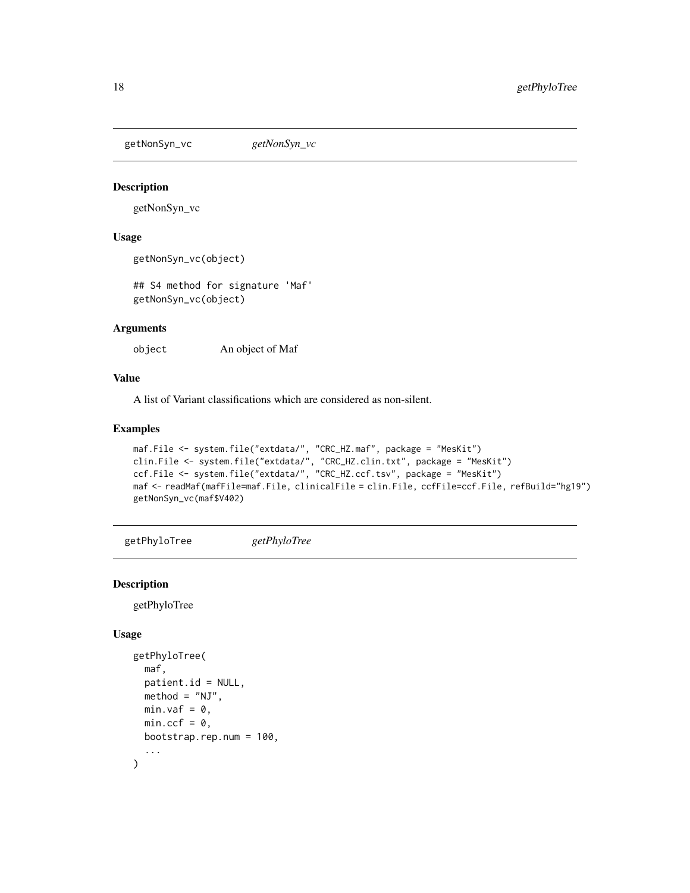## getNonSyn_vc *getNonSyn_vc*

### Description

getNonSyn_vc

### Usage

```
getNonSyn_vc(object)

## S4 method for signature 'Maf'
getNonSyn_vc(object)
```

### Arguments

| | |
|---|---|
| object | An object of Maf |

### Value

A list of Variant classifications which are considered as non-silent.

### Examples

```
maf.File <- system.file("extdata/", "CRC_HZ.maf", package = "MesKit")
clin.File <- system.file("extdata/", "CRC_HZ.clin.txt", package = "MesKit")
ccf.File <- system.file("extdata/", "CRC_HZ.ccf.tsv", package = "MesKit")
maf <- readMaf(mafFile=maf.File, clinicalFile = clin.File, ccfFile=ccf.File, refBuild="hg19")
getNonSyn_vc(maf$V402)
```

## getPhyloTree *getPhyloTree*

### Description

getPhyloTree

### Usage

```
getPhyloTree(
  maf,
  patient.id = NULL,
  method = "NJ",
  min.vaf = 0,
  min.ccf = 0,
  bootstrap.rep.num = 100,
  ...
)
```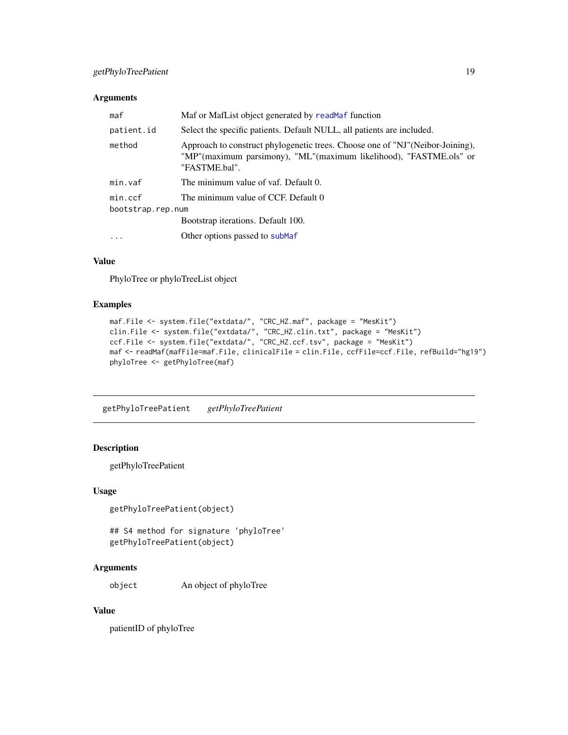### Arguments

| | |
|---|---|
| maf | Maf or MafList object generated by readMaf function |
| patient.id | Select the specific patients. Default NULL, all patients are included. |
| method | Approach to construct phylogenetic trees. Choose one of "NJ"(Neibor-Joining), "MP"(maximum parsimony), "ML"(maximum likelihood), "FASTME.ols" or "FASTME.bal". |
| min.vaf | The minimum value of vaf. Default 0. |
| min.ccf | The minimum value of CCF. Default 0 |
| bootstrap.rep.num | Bootstrap iterations. Default 100. |
| ... | Other options passed to subMaf |

### Value

PhyloTree or phyloTreeList object

### Examples

```
maf.File <- system.file("extdata/", "CRC_HZ.maf", package = "MesKit")
clin.File <- system.file("extdata/", "CRC_HZ.clin.txt", package = "MesKit")
ccf.File <- system.file("extdata/", "CRC_HZ.ccf.tsv", package = "MesKit")
maf <- readMaf(mafFile=maf.File, clinicalFile = clin.File, ccfFile=ccf.File, refBuild="hg19")
phyloTree <- getPhyloTree(maf)
```

---

## getPhyloTreePatient *getPhyloTreePatient*

### Description

getPhyloTreePatient

### Usage

```
getPhyloTreePatient(object)

## S4 method for signature 'phyloTree'
getPhyloTreePatient(object)
```

### Arguments

| | |
|---|---|
| object | An object of phyloTree |

### Value

patientID of phyloTree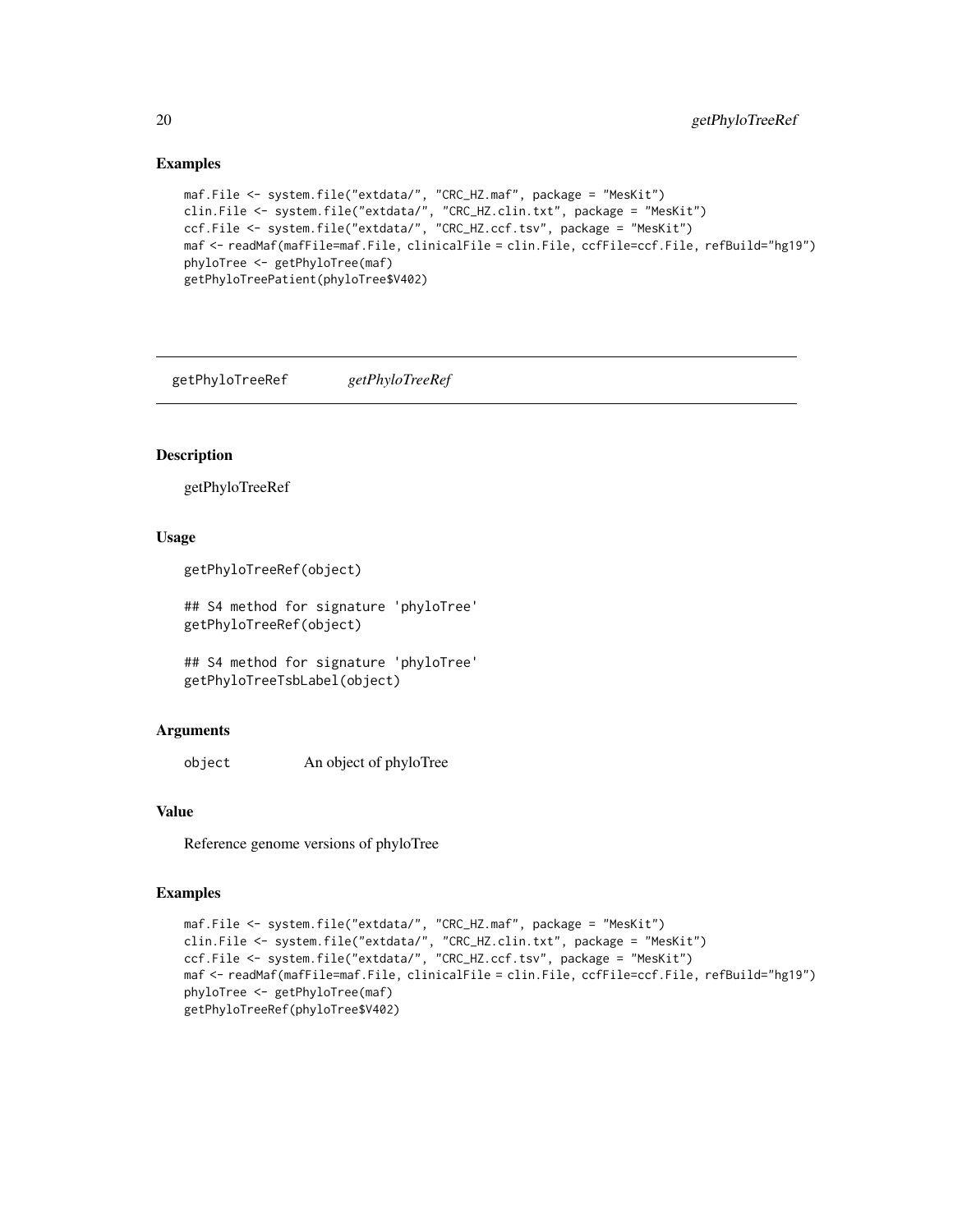## Examples

```
maf.File <- system.file("extdata/", "CRC_HZ.maf", package = "MesKit")
clin.File <- system.file("extdata/", "CRC_HZ.clin.txt", package = "MesKit")
ccf.File <- system.file("extdata/", "CRC_HZ.ccf.tsv", package = "MesKit")
maf <- readMaf(mafFile=maf.File, clinicalFile = clin.File, ccfFile=ccf.File, refBuild="hg19")
phyloTree <- getPhyloTree(maf)
getPhyloTreePatient(phyloTree$V402)
```

---

# getPhyloTreeRef *getPhyloTreeRef*

---

## Description

getPhyloTreeRef

## Usage

```
getPhyloTreeRef(object)

## S4 method for signature 'phyloTree'
getPhyloTreeRef(object)

## S4 method for signature 'phyloTree'
getPhyloTreeTsbLabel(object)
```

## Arguments

| | |
|---|---|
| object | An object of phyloTree |

## Value

Reference genome versions of phyloTree

## Examples

```
maf.File <- system.file("extdata/", "CRC_HZ.maf", package = "MesKit")
clin.File <- system.file("extdata/", "CRC_HZ.clin.txt", package = "MesKit")
ccf.File <- system.file("extdata/", "CRC_HZ.ccf.tsv", package = "MesKit")
maf <- readMaf(mafFile=maf.File, clinicalFile = clin.File, ccfFile=ccf.File, refBuild="hg19")
phyloTree <- getPhyloTree(maf)
getPhyloTreeRef(phyloTree$V402)
```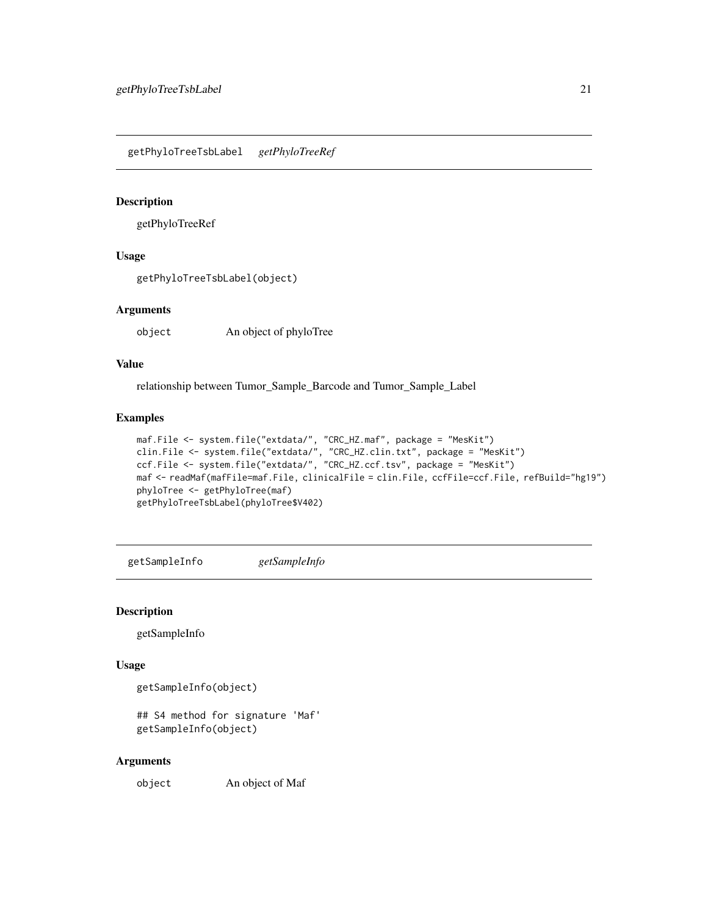## getPhyloTreeTsbLabel *getPhyloTreeRef*

### Description

getPhyloTreeRef

### Usage

```
getPhyloTreeTsbLabel(object)
```

### Arguments

| | |
|---|---|
| object | An object of phyloTree |

### Value

relationship between Tumor_Sample_Barcode and Tumor_Sample_Label

### Examples

```
maf.File <- system.file("extdata/", "CRC_HZ.maf", package = "MesKit")
clin.File <- system.file("extdata/", "CRC_HZ.clin.txt", package = "MesKit")
ccf.File <- system.file("extdata/", "CRC_HZ.ccf.tsv", package = "MesKit")
maf <- readMaf(mafFile=maf.File, clinicalFile = clin.File, ccfFile=ccf.File, refBuild="hg19")
phyloTree <- getPhyloTree(maf)
getPhyloTreeTsbLabel(phyloTree$V402)
```

## getSampleInfo *getSampleInfo*

### Description

getSampleInfo

### Usage

```
getSampleInfo(object)

## S4 method for signature 'Maf'
getSampleInfo(object)
```

### Arguments

| | |
|---|---|
| object | An object of Maf |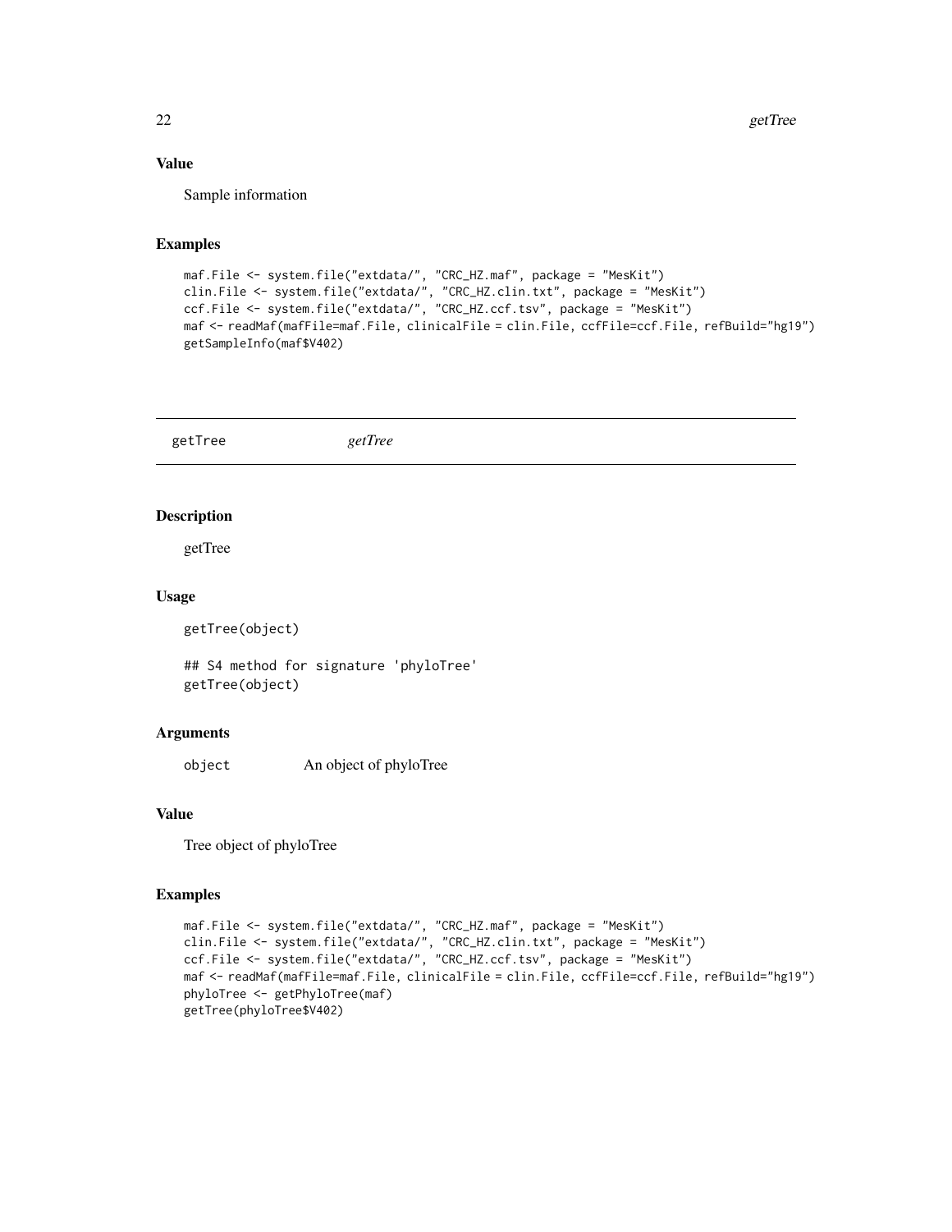## Value

Sample information

## Examples

```
maf.File <- system.file("extdata/", "CRC_HZ.maf", package = "MesKit")
clin.File <- system.file("extdata/", "CRC_HZ.clin.txt", package = "MesKit")
ccf.File <- system.file("extdata/", "CRC_HZ.ccf.tsv", package = "MesKit")
maf <- readMaf(mafFile=maf.File, clinicalFile = clin.File, ccfFile=ccf.File, refBuild="hg19")
getSampleInfo(maf$V402)
```

---

# getTree    *getTree*

## Description

getTree

## Usage

```
getTree(object)

## S4 method for signature 'phyloTree'
getTree(object)
```

## Arguments

| | |
|---|---|
| `object` | An object of phyloTree |

## Value

Tree object of phyloTree

## Examples

```
maf.File <- system.file("extdata/", "CRC_HZ.maf", package = "MesKit")
clin.File <- system.file("extdata/", "CRC_HZ.clin.txt", package = "MesKit")
ccf.File <- system.file("extdata/", "CRC_HZ.ccf.tsv", package = "MesKit")
maf <- readMaf(mafFile=maf.File, clinicalFile = clin.File, ccfFile=ccf.File, refBuild="hg19")
phyloTree <- getPhyloTree(maf)
getTree(phyloTree$V402)
```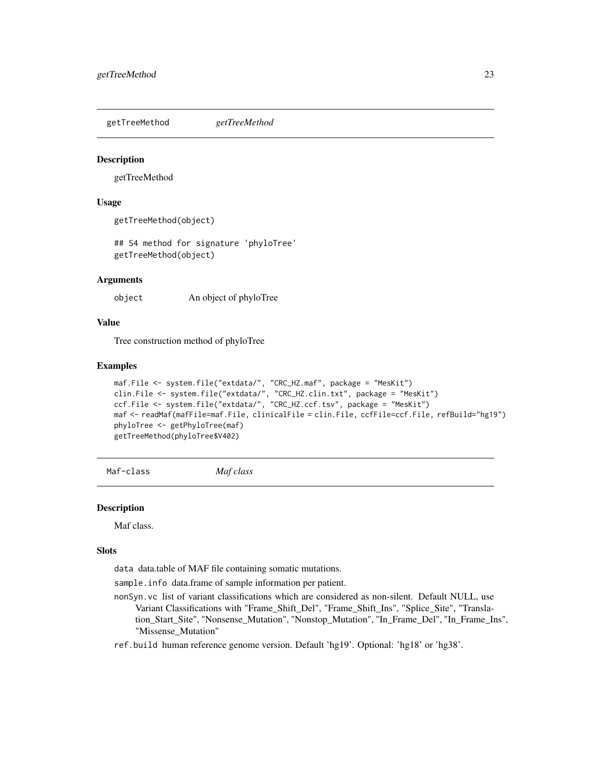## getTreeMethod *getTreeMethod*

### Description

getTreeMethod

### Usage

```
getTreeMethod(object)

## S4 method for signature 'phyloTree'
getTreeMethod(object)
```

### Arguments

| | |
|---|---|
| object | An object of phyloTree |

### Value

Tree construction method of phyloTree

### Examples

```
maf.File <- system.file("extdata/", "CRC_HZ.maf", package = "MesKit")
clin.File <- system.file("extdata/", "CRC_HZ.clin.txt", package = "MesKit")
ccf.File <- system.file("extdata/", "CRC_HZ.ccf.tsv", package = "MesKit")
maf <- readMaf(mafFile=maf.File, clinicalFile = clin.File, ccfFile=ccf.File, refBuild="hg19")
phyloTree <- getPhyloTree(maf)
getTreeMethod(phyloTree$V402)
```

## Maf-class *Maf class*

### Description

Maf class.

### Slots

- `data` data.table of MAF file containing somatic mutations.
- `sample.info` data.frame of sample information per patient.
- `nonSyn.vc` list of variant classifications which are considered as non-silent. Default NULL, use Variant Classifications with "Frame_Shift_Del", "Frame_Shift_Ins", "Splice_Site", "Translation_Start_Site", "Nonsense_Mutation", "Nonstop_Mutation", "In_Frame_Del", "In_Frame_Ins", "Missense_Mutation"
- `ref.build` human reference genome version. Default 'hg19'. Optional: 'hg18' or 'hg38'.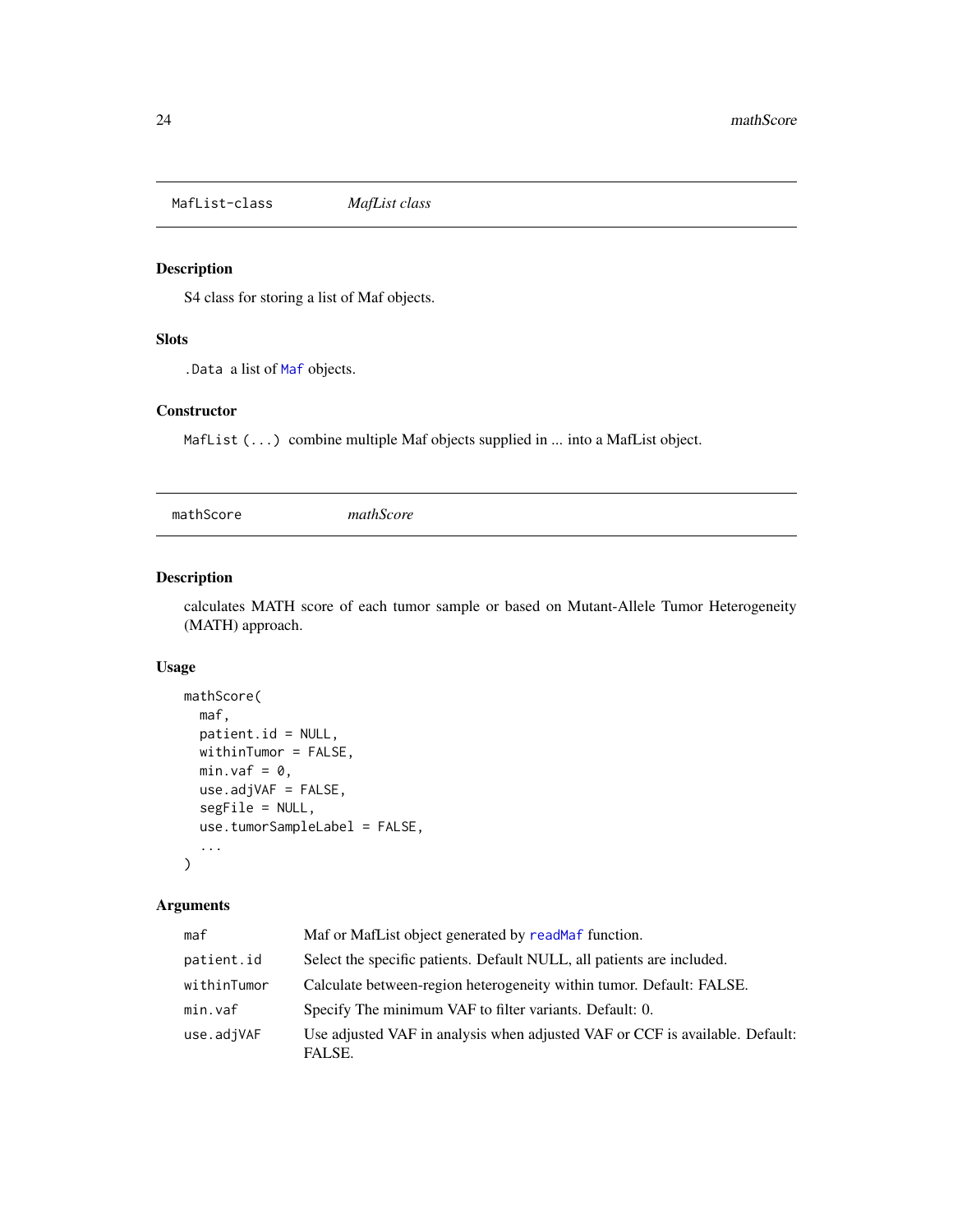## MafList-class *MafList class*

### Description

S4 class for storing a list of Maf objects.

### Slots

`.Data` a list of `Maf` objects.

### Constructor

`MafList(...)` combine multiple Maf objects supplied in ... into a MafList object.

## mathScore *mathScore*

### Description

calculates MATH score of each tumor sample or based on Mutant-Allele Tumor Heterogeneity (MATH) approach.

### Usage

```
mathScore(
  maf,
  patient.id = NULL,
  withinTumor = FALSE,
  min.vaf = 0,
  use.adjVAF = FALSE,
  segFile = NULL,
  use.tumorSampleLabel = FALSE,
  ...
)
```

### Arguments

| | |
|---|---|
| `maf` | Maf or MafList object generated by `readMaf` function. |
| `patient.id` | Select the specific patients. Default NULL, all patients are included. |
| `withinTumor` | Calculate between-region heterogeneity within tumor. Default: FALSE. |
| `min.vaf` | Specify The minimum VAF to filter variants. Default: 0. |
| `use.adjVAF` | Use adjusted VAF in analysis when adjusted VAF or CCF is available. Default: FALSE. |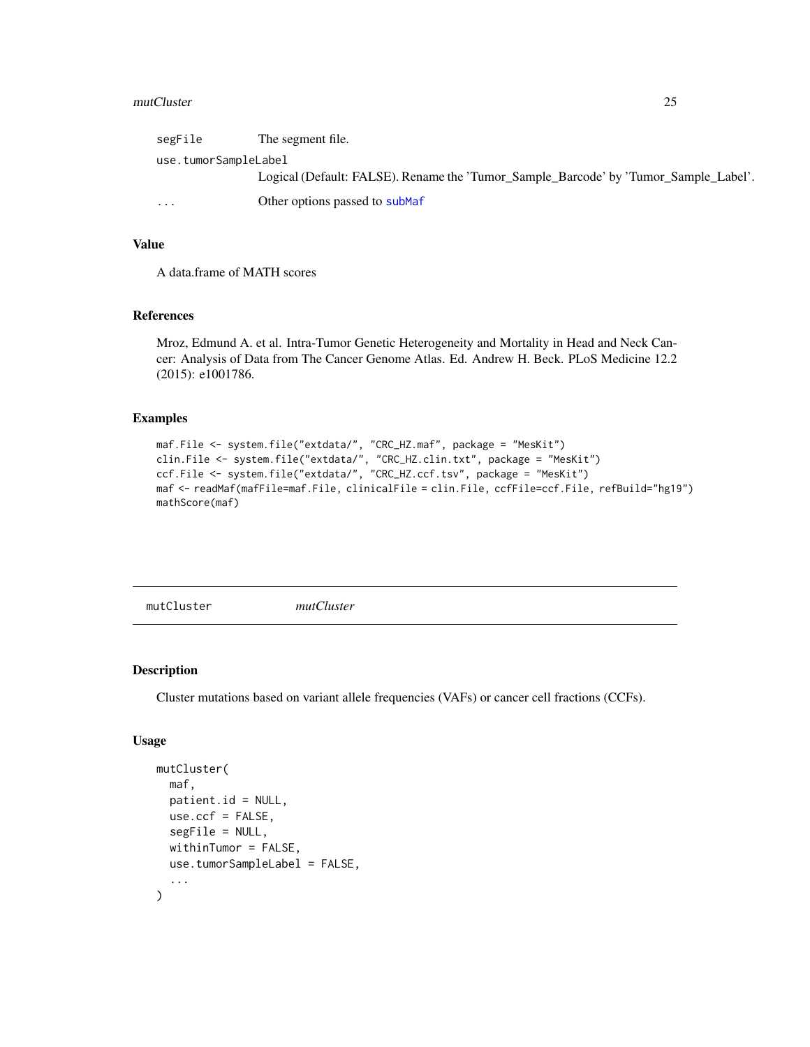| | |
|---|---|
| segFile | The segment file. |
| use.tumorSampleLabel | Logical (Default: FALSE). Rename the 'Tumor_Sample_Barcode' by 'Tumor_Sample_Label'. |
| ... | Other options passed to subMaf |

## Value

A data.frame of MATH scores

## References

Mroz, Edmund A. et al. Intra-Tumor Genetic Heterogeneity and Mortality in Head and Neck Cancer: Analysis of Data from The Cancer Genome Atlas. Ed. Andrew H. Beck. PLoS Medicine 12.2 (2015): e1001786.

## Examples

```
maf.File <- system.file("extdata/", "CRC_HZ.maf", package = "MesKit")
clin.File <- system.file("extdata/", "CRC_HZ.clin.txt", package = "MesKit")
ccf.File <- system.file("extdata/", "CRC_HZ.ccf.tsv", package = "MesKit")
maf <- readMaf(mafFile=maf.File, clinicalFile = clin.File, ccfFile=ccf.File, refBuild="hg19")
mathScore(maf)
```

---

# mutCluster *mutCluster*

## Description

Cluster mutations based on variant allele frequencies (VAFs) or cancer cell fractions (CCFs).

## Usage

```
mutCluster(
  maf,
  patient.id = NULL,
  use.ccf = FALSE,
  segFile = NULL,
  withinTumor = FALSE,
  use.tumorSampleLabel = FALSE,
  ...
)
```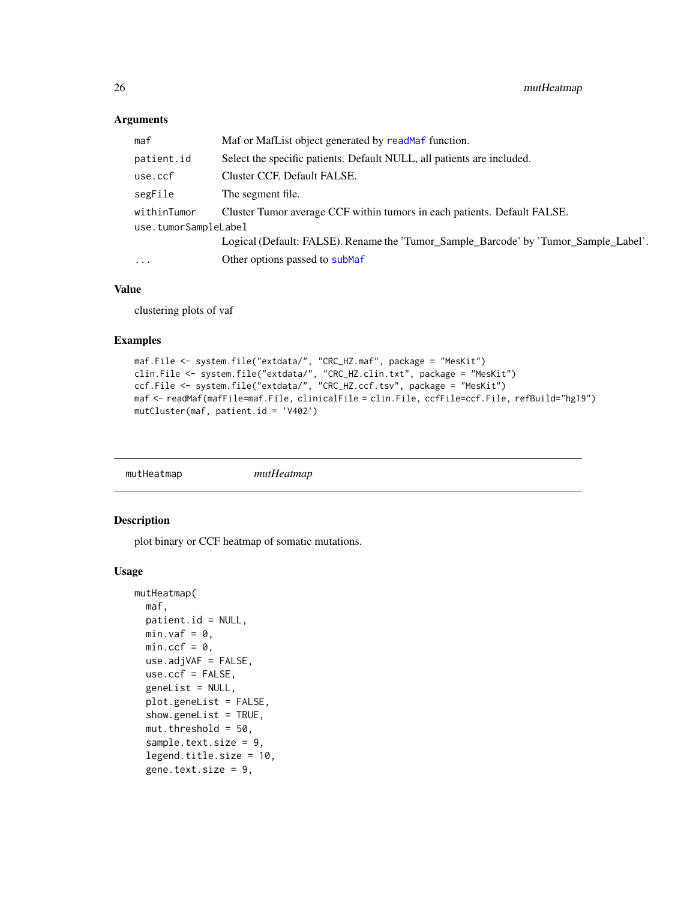### Arguments

| | |
|---|---|
| maf | Maf or MafList object generated by readMaf function. |
| patient.id | Select the specific patients. Default NULL, all patients are included. |
| use.ccf | Cluster CCF. Default FALSE. |
| segFile | The segment file. |
| withinTumor | Cluster Tumor average CCF within tumors in each patients. Default FALSE. |
| use.tumorSampleLabel | Logical (Default: FALSE). Rename the 'Tumor_Sample_Barcode' by 'Tumor_Sample_Label'. |
| ... | Other options passed to subMaf |

### Value

clustering plots of vaf

### Examples

```
maf.File <- system.file("extdata/", "CRC_HZ.maf", package = "MesKit")
clin.File <- system.file("extdata/", "CRC_HZ.clin.txt", package = "MesKit")
ccf.File <- system.file("extdata/", "CRC_HZ.ccf.tsv", package = "MesKit")
maf <- readMaf(mafFile=maf.File, clinicalFile = clin.File, ccfFile=ccf.File, refBuild="hg19")
mutCluster(maf, patient.id = 'V402')
```

---

## mutHeatmap *mutHeatmap*

---

### Description

plot binary or CCF heatmap of somatic mutations.

### Usage

```
mutHeatmap(
  maf,
  patient.id = NULL,
  min.vaf = 0,
  min.ccf = 0,
  use.adjVAF = FALSE,
  use.ccf = FALSE,
  geneList = NULL,
  plot.geneList = FALSE,
  show.geneList = TRUE,
  mut.threshold = 50,
  sample.text.size = 9,
  legend.title.size = 10,
  gene.text.size = 9,
```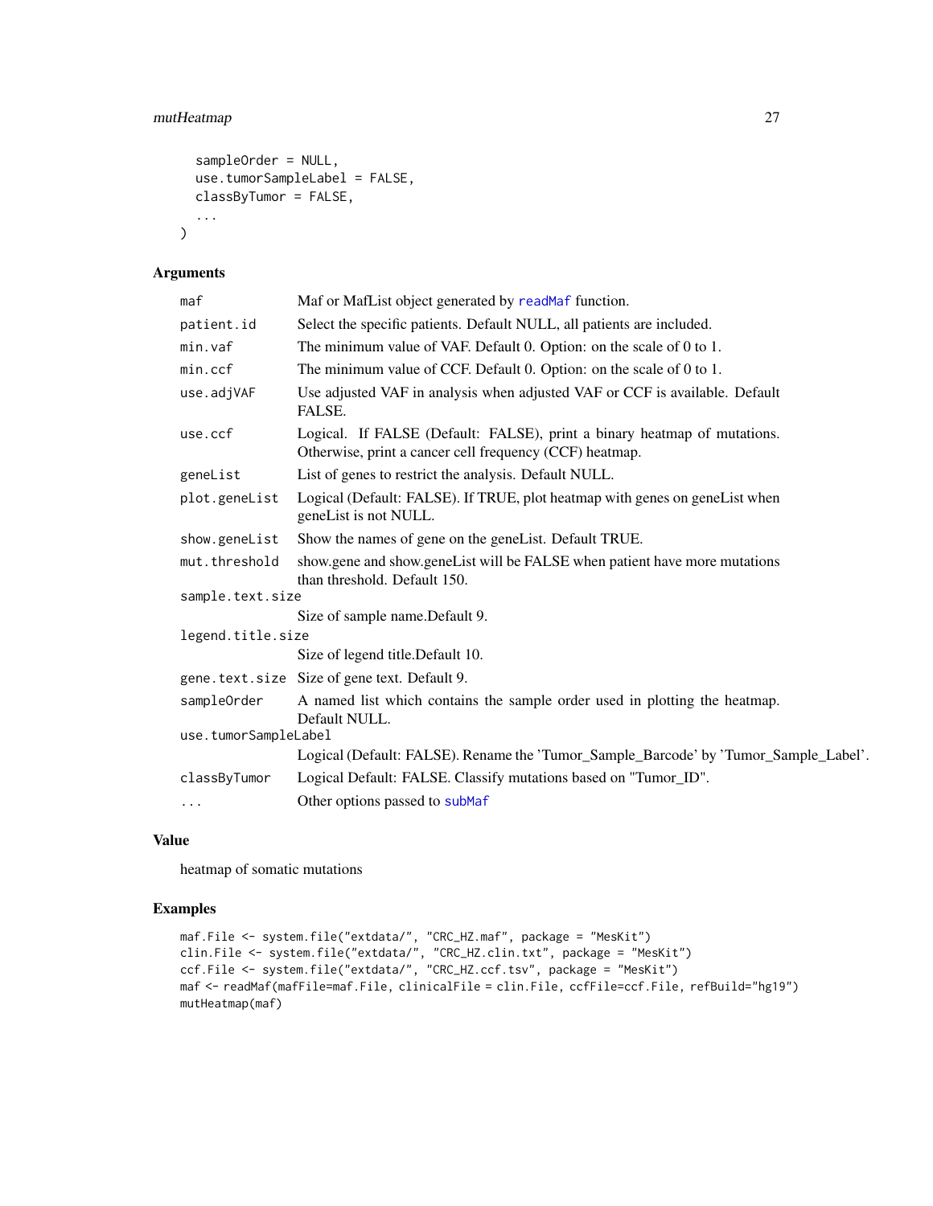```
  sampleOrder = NULL,
  use.tumorSampleLabel = FALSE,
  classByTumor = FALSE,
  ...
)
```

## Arguments

| | |
|---|---|
| maf | Maf or MafList object generated by readMaf function. |
| patient.id | Select the specific patients. Default NULL, all patients are included. |
| min.vaf | The minimum value of VAF. Default 0. Option: on the scale of 0 to 1. |
| min.ccf | The minimum value of CCF. Default 0. Option: on the scale of 0 to 1. |
| use.adjVAF | Use adjusted VAF in analysis when adjusted VAF or CCF is available. Default FALSE. |
| use.ccf | Logical. If FALSE (Default: FALSE), print a binary heatmap of mutations. Otherwise, print a cancer cell frequency (CCF) heatmap. |
| geneList | List of genes to restrict the analysis. Default NULL. |
| plot.geneList | Logical (Default: FALSE). If TRUE, plot heatmap with genes on geneList when geneList is not NULL. |
| show.geneList | Show the names of gene on the geneList. Default TRUE. |
| mut.threshold | show.gene and show.geneList will be FALSE when patient have more mutations than threshold. Default 150. |
| sample.text.size | Size of sample name.Default 9. |
| legend.title.size | Size of legend title.Default 10. |
| gene.text.size | Size of gene text. Default 9. |
| sampleOrder | A named list which contains the sample order used in plotting the heatmap. Default NULL. |
| use.tumorSampleLabel | Logical (Default: FALSE). Rename the 'Tumor_Sample_Barcode' by 'Tumor_Sample_Label'. |
| classByTumor | Logical Default: FALSE. Classify mutations based on "Tumor_ID". |
| ... | Other options passed to subMaf |

## Value

heatmap of somatic mutations

## Examples

```
maf.File <- system.file("extdata/", "CRC_HZ.maf", package = "MesKit")
clin.File <- system.file("extdata/", "CRC_HZ.clin.txt", package = "MesKit")
ccf.File <- system.file("extdata/", "CRC_HZ.ccf.tsv", package = "MesKit")
maf <- readMaf(mafFile=maf.File, clinicalFile = clin.File, ccfFile=ccf.File, refBuild="hg19")
mutHeatmap(maf)
```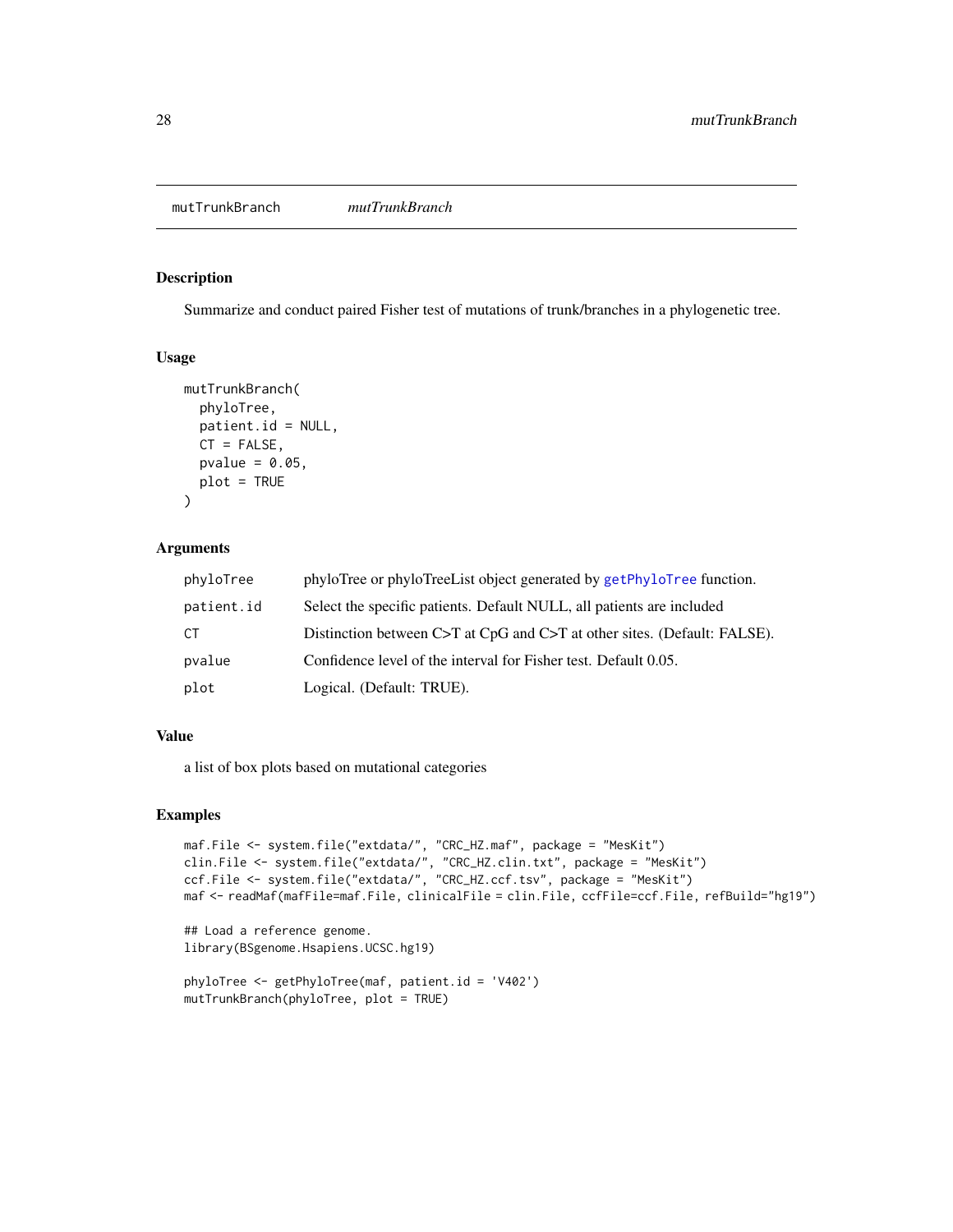# mutTrunkBranch *mutTrunkBranch*

## Description

Summarize and conduct paired Fisher test of mutations of trunk/branches in a phylogenetic tree.

## Usage

```
mutTrunkBranch(
  phyloTree,
  patient.id = NULL,
  CT = FALSE,
  pvalue = 0.05,
  plot = TRUE
)
```

## Arguments

| | |
|---|---|
| phyloTree | phyloTree or phyloTreeList object generated by getPhyloTree function. |
| patient.id | Select the specific patients. Default NULL, all patients are included |
| CT | Distinction between C>T at CpG and C>T at other sites. (Default: FALSE). |
| pvalue | Confidence level of the interval for Fisher test. Default 0.05. |
| plot | Logical. (Default: TRUE). |

## Value

a list of box plots based on mutational categories

## Examples

```
maf.File <- system.file("extdata/", "CRC_HZ.maf", package = "MesKit")
clin.File <- system.file("extdata/", "CRC_HZ.clin.txt", package = "MesKit")
ccf.File <- system.file("extdata/", "CRC_HZ.ccf.tsv", package = "MesKit")
maf <- readMaf(mafFile=maf.File, clinicalFile = clin.File, ccfFile=ccf.File, refBuild="hg19")

## Load a reference genome.
library(BSgenome.Hsapiens.UCSC.hg19)

phyloTree <- getPhyloTree(maf, patient.id = 'V402')
mutTrunkBranch(phyloTree, plot = TRUE)
```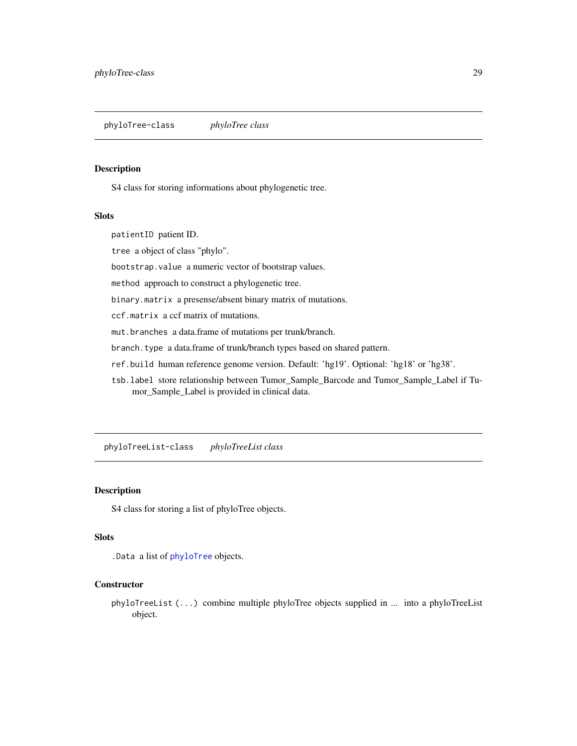## phyloTree-class *phyloTree class*

### Description

S4 class for storing informations about phylogenetic tree.

### Slots

`patientID` patient ID.

`tree` a object of class "phylo".

`bootstrap.value` a numeric vector of bootstrap values.

`method` approach to construct a phylogenetic tree.

`binary.matrix` a presense/absent binary matrix of mutations.

`ccf.matrix` a ccf matrix of mutations.

`mut.branches` a data.frame of mutations per trunk/branch.

`branch.type` a data.frame of trunk/branch types based on shared pattern.

`ref.build` human reference genome version. Default: 'hg19'. Optional: 'hg18' or 'hg38'.

`tsb.label` store relationship between Tumor_Sample_Barcode and Tumor_Sample_Label if Tumor_Sample_Label is provided in clinical data.

## phyloTreeList-class *phyloTreeList class*

### Description

S4 class for storing a list of phyloTree objects.

### Slots

`.Data` a list of `phyloTree` objects.

### Constructor

`phyloTreeList (...)` combine multiple phyloTree objects supplied in ... into a phyloTreeList object.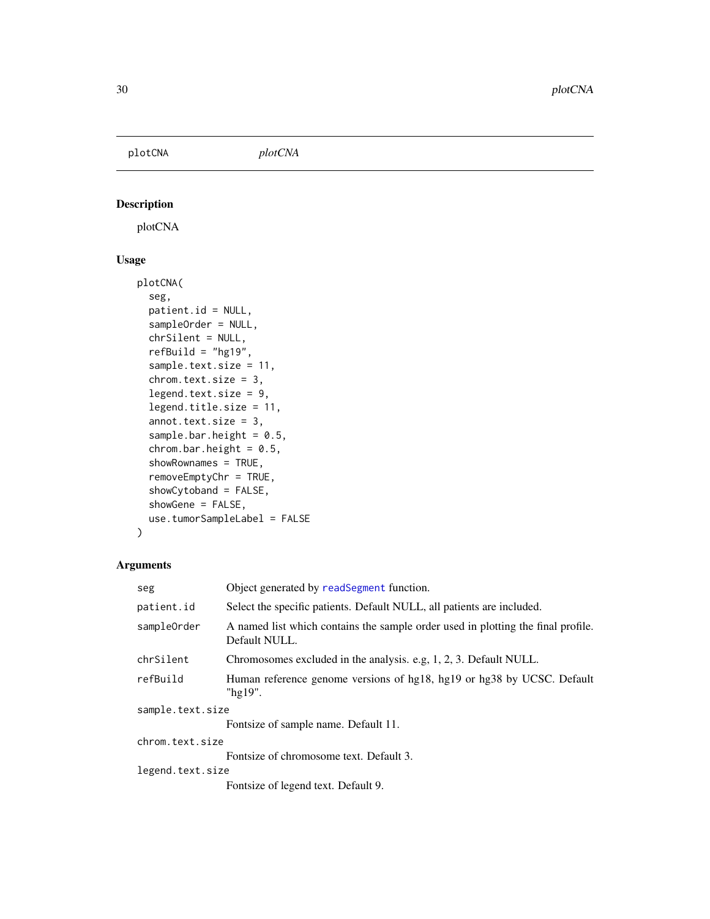plotCNA *plotCNA*

## Description

plotCNA

## Usage

```
plotCNA(
  seg,
  patient.id = NULL,
  sampleOrder = NULL,
  chrSilent = NULL,
  refBuild = "hg19",
  sample.text.size = 11,
  chrom.text.size = 3,
  legend.text.size = 9,
  legend.title.size = 11,
  annot.text.size = 3,
  sample.bar.height = 0.5,
  chrom.bar.height = 0.5,
  showRownames = TRUE,
  removeEmptyChr = TRUE,
  showCytoband = FALSE,
  showGene = FALSE,
  use.tumorSampleLabel = FALSE
)
```

## Arguments

| | |
|---|---|
| `seg` | Object generated by `readSegment` function. |
| `patient.id` | Select the specific patients. Default NULL, all patients are included. |
| `sampleOrder` | A named list which contains the sample order used in plotting the final profile. Default NULL. |
| `chrSilent` | Chromosomes excluded in the analysis. e.g, 1, 2, 3. Default NULL. |
| `refBuild` | Human reference genome versions of hg18, hg19 or hg38 by UCSC. Default "hg19". |
| `sample.text.size` | Fontsize of sample name. Default 11. |
| `chrom.text.size` | Fontsize of chromosome text. Default 3. |
| `legend.text.size` | Fontsize of legend text. Default 9. |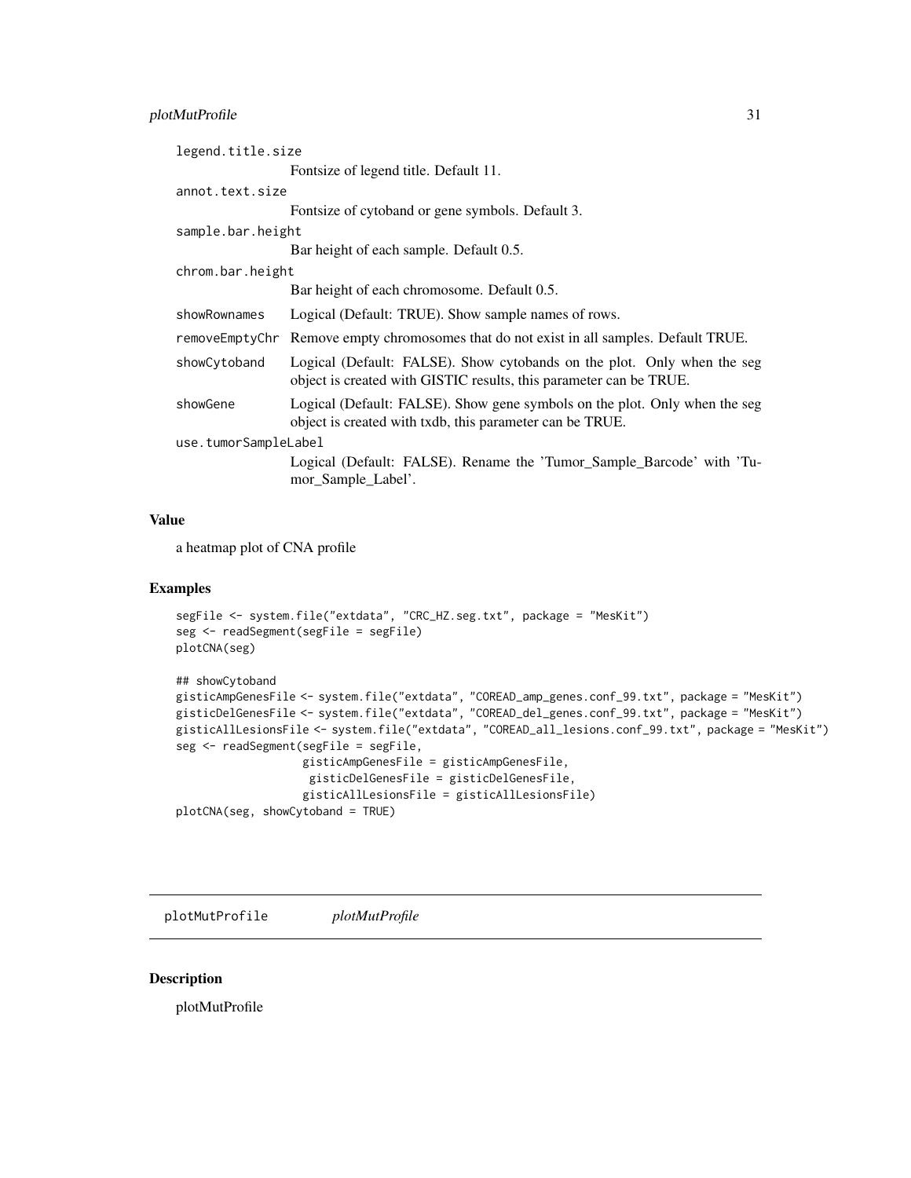legend.title.size
: Fontsize of legend title. Default 11.

annot.text.size
: Fontsize of cytoband or gene symbols. Default 3.

sample.bar.height
: Bar height of each sample. Default 0.5.

chrom.bar.height
: Bar height of each chromosome. Default 0.5.

showRownames
: Logical (Default: TRUE). Show sample names of rows.

removeEmptyChr
: Remove empty chromosomes that do not exist in all samples. Default TRUE.

showCytoband
: Logical (Default: FALSE). Show cytobands on the plot. Only when the seg object is created with GISTIC results, this parameter can be TRUE.

showGene
: Logical (Default: FALSE). Show gene symbols on the plot. Only when the seg object is created with txdb, this parameter can be TRUE.

use.tumorSampleLabel
: Logical (Default: FALSE). Rename the 'Tumor_Sample_Barcode' with 'Tumor_Sample_Label'.

## Value

a heatmap plot of CNA profile

## Examples

```
segFile <- system.file("extdata", "CRC_HZ.seg.txt", package = "MesKit")
seg <- readSegment(segFile = segFile)
plotCNA(seg)

## showCytoband
gisticAmpGenesFile <- system.file("extdata", "COREAD_amp_genes.conf_99.txt", package = "MesKit")
gisticDelGenesFile <- system.file("extdata", "COREAD_del_genes.conf_99.txt", package = "MesKit")
gisticAllLesionsFile <- system.file("extdata", "COREAD_all_lesions.conf_99.txt", package = "MesKit")
seg <- readSegment(segFile = segFile,
                   gisticAmpGenesFile = gisticAmpGenesFile,
                    gisticDelGenesFile = gisticDelGenesFile,
                   gisticAllLesionsFile = gisticAllLesionsFile)
plotCNA(seg, showCytoband = TRUE)
```

---

# plotMutProfile *plotMutProfile*

---

## Description

plotMutProfile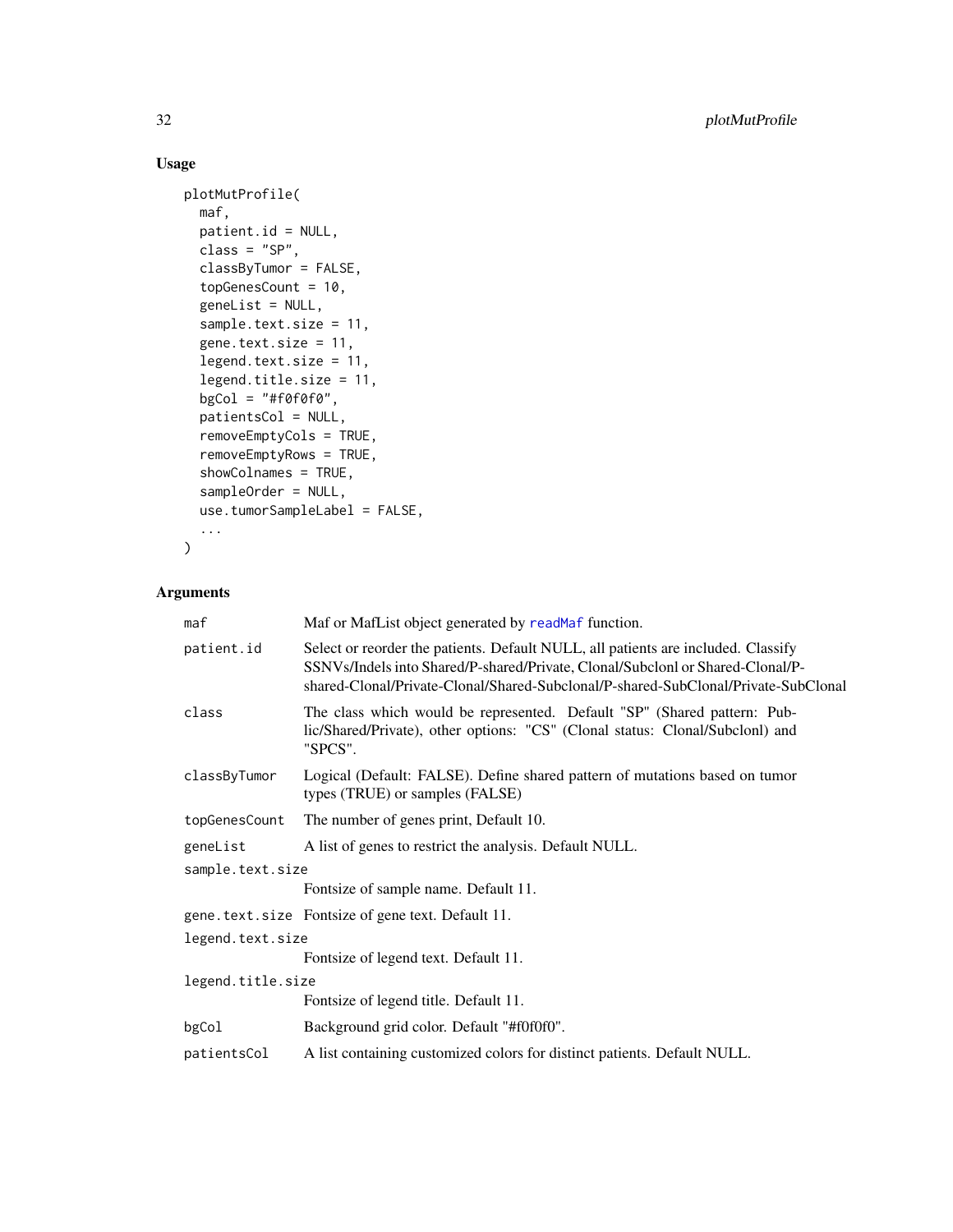## Usage

```
plotMutProfile(
  maf,
  patient.id = NULL,
  class = "SP",
  classByTumor = FALSE,
  topGenesCount = 10,
  geneList = NULL,
  sample.text.size = 11,
  gene.text.size = 11,
  legend.text.size = 11,
  legend.title.size = 11,
  bgCol = "#f0f0f0",
  patientsCol = NULL,
  removeEmptyCols = TRUE,
  removeEmptyRows = TRUE,
  showColnames = TRUE,
  sampleOrder = NULL,
  use.tumorSampleLabel = FALSE,
  ...
)
```

## Arguments

| Argument | Description |
|---|---|
| `maf` | Maf or MafList object generated by `readMaf` function. |
| `patient.id` | Select or reorder the patients. Default NULL, all patients are included. Classify SSNVs/Indels into Shared/P-shared/Private, Clonal/Subclonl or Shared-Clonal/P-shared-Clonal/Private-Clonal/Shared-Subclonal/P-shared-SubClonal/Private-SubClonal |
| `class` | The class which would be represented. Default "SP" (Shared pattern: Public/Shared/Private), other options: "CS" (Clonal status: Clonal/Subclonl) and "SPCS". |
| `classByTumor` | Logical (Default: FALSE). Define shared pattern of mutations based on tumor types (TRUE) or samples (FALSE) |
| `topGenesCount` | The number of genes print, Default 10. |
| `geneList` | A list of genes to restrict the analysis. Default NULL. |
| `sample.text.size` | Fontsize of sample name. Default 11. |
| `gene.text.size` | Fontsize of gene text. Default 11. |
| `legend.text.size` | Fontsize of legend text. Default 11. |
| `legend.title.size` | Fontsize of legend title. Default 11. |
| `bgCol` | Background grid color. Default "#f0f0f0". |
| `patientsCol` | A list containing customized colors for distinct patients. Default NULL. |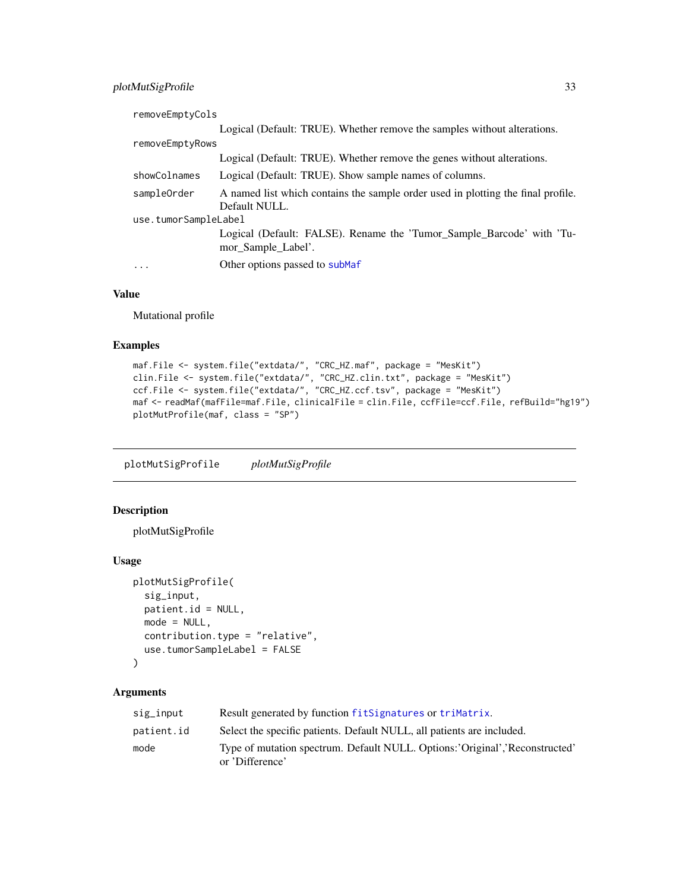| | |
|---|---|
| removeEmptyCols | Logical (Default: TRUE). Whether remove the samples without alterations. |
| removeEmptyRows | Logical (Default: TRUE). Whether remove the genes without alterations. |
| showColnames | Logical (Default: TRUE). Show sample names of columns. |
| sampleOrder | A named list which contains the sample order used in plotting the final profile. Default NULL. |
| use.tumorSampleLabel | Logical (Default: FALSE). Rename the 'Tumor_Sample_Barcode' with 'Tumor_Sample_Label'. |
| ... | Other options passed to subMaf |

## Value

Mutational profile

## Examples

```
maf.File <- system.file("extdata/", "CRC_HZ.maf", package = "MesKit")
clin.File <- system.file("extdata/", "CRC_HZ.clin.txt", package = "MesKit")
ccf.File <- system.file("extdata/", "CRC_HZ.ccf.tsv", package = "MesKit")
maf <- readMaf(mafFile=maf.File, clinicalFile = clin.File, ccfFile=ccf.File, refBuild="hg19")
plotMutProfile(maf, class = "SP")
```

---

# plotMutSigProfile *plotMutSigProfile*

## Description

plotMutSigProfile

## Usage

```
plotMutSigProfile(
  sig_input,
  patient.id = NULL,
  mode = NULL,
  contribution.type = "relative",
  use.tumorSampleLabel = FALSE
)
```

## Arguments

| | |
|---|---|
| sig_input | Result generated by function fitSignatures or triMatrix. |
| patient.id | Select the specific patients. Default NULL, all patients are included. |
| mode | Type of mutation spectrum. Default NULL. Options:'Original','Reconstructed' or 'Difference' |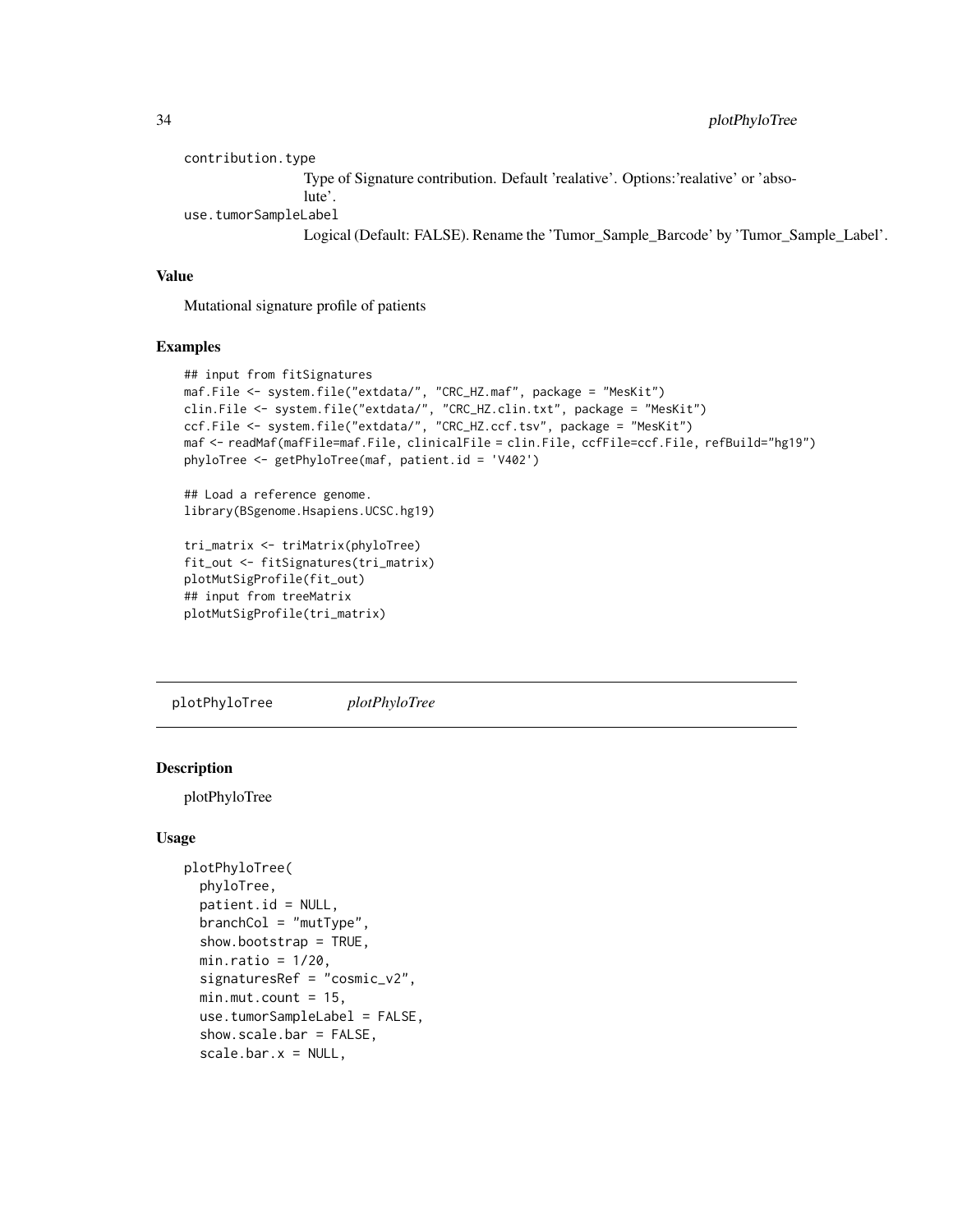contribution.type
: Type of Signature contribution. Default 'realative'. Options:'realative' or 'absolute'.

use.tumorSampleLabel
: Logical (Default: FALSE). Rename the 'Tumor_Sample_Barcode' by 'Tumor_Sample_Label'.

### Value

Mutational signature profile of patients

### Examples

```
## input from fitSignatures
maf.File <- system.file("extdata/", "CRC_HZ.maf", package = "MesKit")
clin.File <- system.file("extdata/", "CRC_HZ.clin.txt", package = "MesKit")
ccf.File <- system.file("extdata/", "CRC_HZ.ccf.tsv", package = "MesKit")
maf <- readMaf(mafFile=maf.File, clinicalFile = clin.File, ccfFile=ccf.File, refBuild="hg19")
phyloTree <- getPhyloTree(maf, patient.id = 'V402')

## Load a reference genome.
library(BSgenome.Hsapiens.UCSC.hg19)

tri_matrix <- triMatrix(phyloTree)
fit_out <- fitSignatures(tri_matrix)
plotMutSigProfile(fit_out)
## input from treeMatrix
plotMutSigProfile(tri_matrix)
```

---

## plotPhyloTree — *plotPhyloTree*

### Description

plotPhyloTree

### Usage

```
plotPhyloTree(
  phyloTree,
  patient.id = NULL,
  branchCol = "mutType",
  show.bootstrap = TRUE,
  min.ratio = 1/20,
  signaturesRef = "cosmic_v2",
  min.mut.count = 15,
  use.tumorSampleLabel = FALSE,
  show.scale.bar = FALSE,
  scale.bar.x = NULL,
```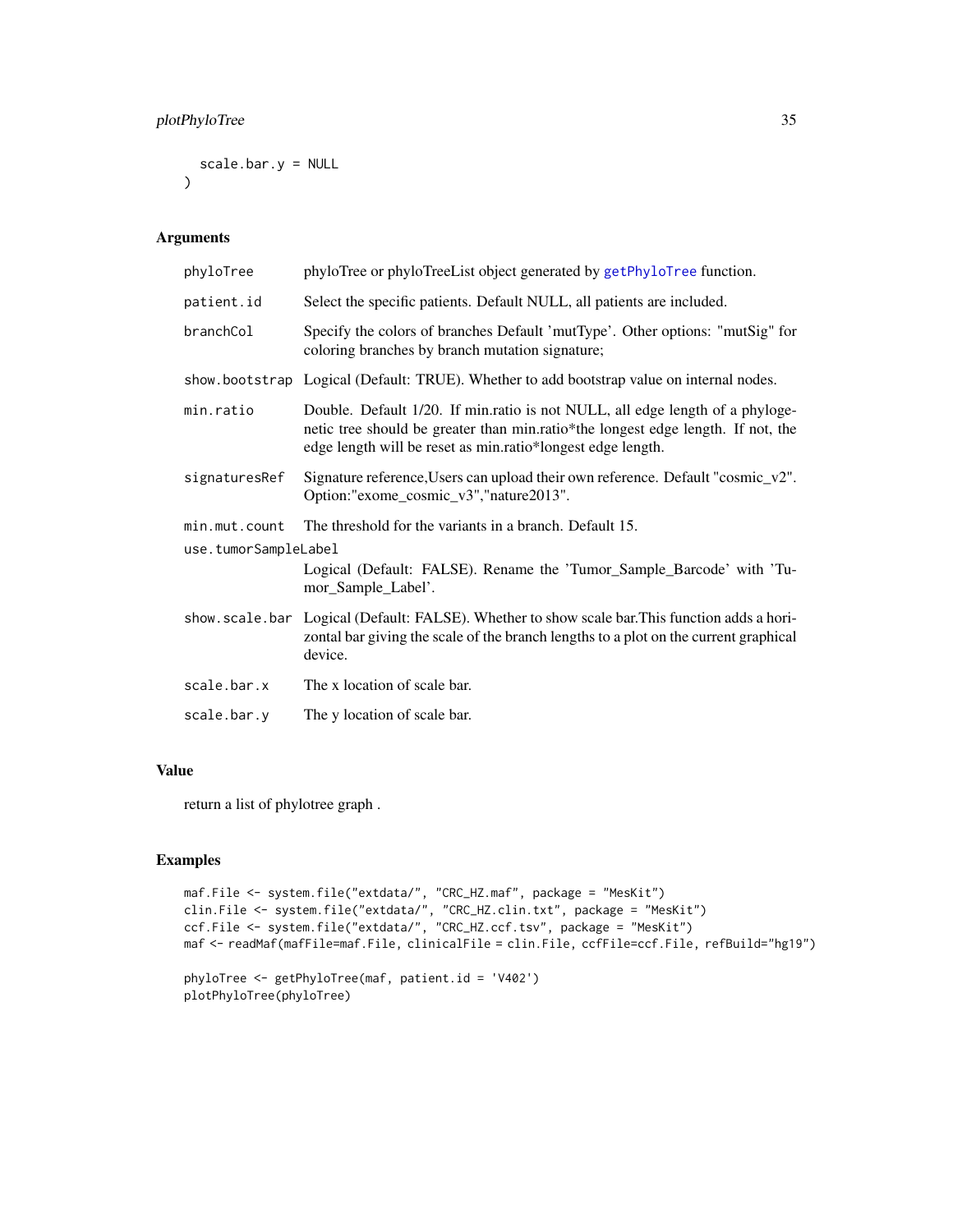```
  scale.bar.y = NULL
)
```

## Arguments

| | |
|---|---|
| phyloTree | phyloTree or phyloTreeList object generated by getPhyloTree function. |
| patient.id | Select the specific patients. Default NULL, all patients are included. |
| branchCol | Specify the colors of branches Default 'mutType'. Other options: "mutSig" for coloring branches by branch mutation signature; |
| show.bootstrap | Logical (Default: TRUE). Whether to add bootstrap value on internal nodes. |
| min.ratio | Double. Default 1/20. If min.ratio is not NULL, all edge length of a phylogenetic tree should be greater than min.ratio*the longest edge length. If not, the edge length will be reset as min.ratio*longest edge length. |
| signaturesRef | Signature reference,Users can upload their own reference. Default "cosmic_v2". Option:"exome_cosmic_v3","nature2013". |
| min.mut.count | The threshold for the variants in a branch. Default 15. |
| use.tumorSampleLabel | Logical (Default: FALSE). Rename the 'Tumor_Sample_Barcode' with 'Tumor_Sample_Label'. |
| show.scale.bar | Logical (Default: FALSE). Whether to show scale bar.This function adds a horizontal bar giving the scale of the branch lengths to a plot on the current graphical device. |
| scale.bar.x | The x location of scale bar. |
| scale.bar.y | The y location of scale bar. |

## Value

return a list of phylotree graph .

## Examples

```
maf.File <- system.file("extdata/", "CRC_HZ.maf", package = "MesKit")
clin.File <- system.file("extdata/", "CRC_HZ.clin.txt", package = "MesKit")
ccf.File <- system.file("extdata/", "CRC_HZ.ccf.tsv", package = "MesKit")
maf <- readMaf(mafFile=maf.File, clinicalFile = clin.File, ccfFile=ccf.File, refBuild="hg19")

phyloTree <- getPhyloTree(maf, patient.id = 'V402')
plotPhyloTree(phyloTree)
```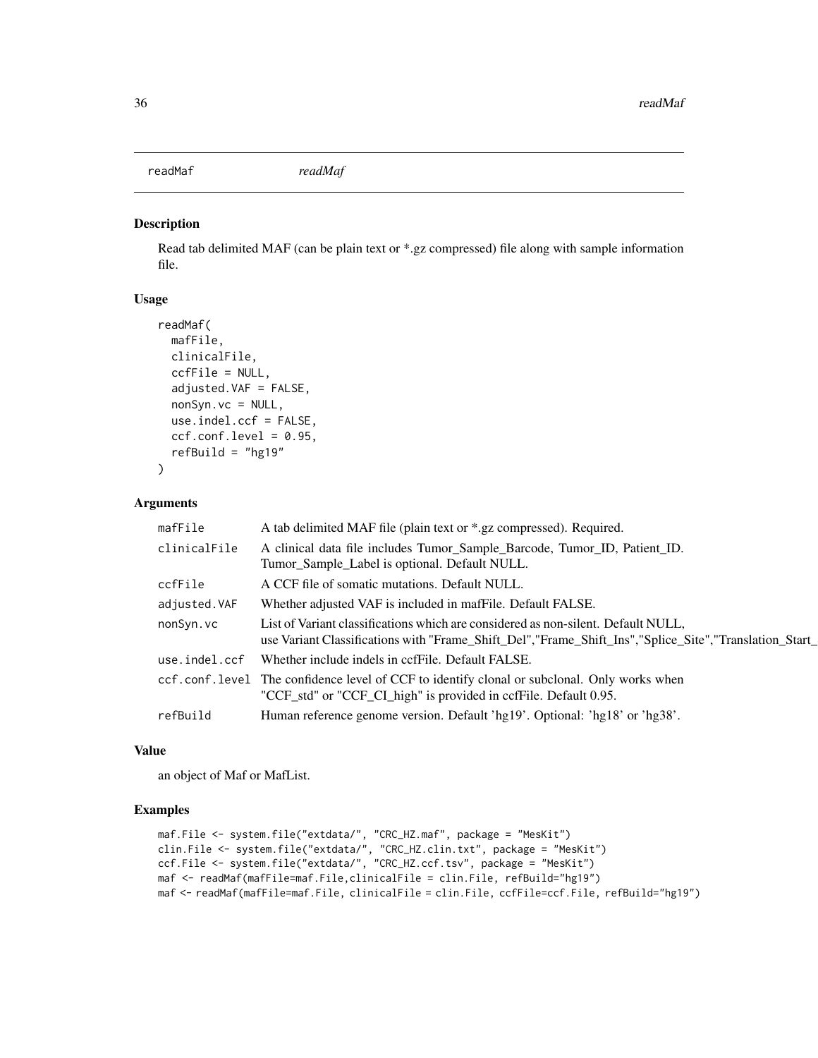## readMaf

*readMaf*

### Description

Read tab delimited MAF (can be plain text or *.gz compressed) file along with sample information file.

### Usage

```
readMaf(
  mafFile,
  clinicalFile,
  ccfFile = NULL,
  adjusted.VAF = FALSE,
  nonSyn.vc = NULL,
  use.indel.ccf = FALSE,
  ccf.conf.level = 0.95,
  refBuild = "hg19"
)
```

### Arguments

| | |
|---|---|
| mafFile | A tab delimited MAF file (plain text or *.gz compressed). Required. |
| clinicalFile | A clinical data file includes Tumor_Sample_Barcode, Tumor_ID, Patient_ID. Tumor_Sample_Label is optional. Default NULL. |
| ccfFile | A CCF file of somatic mutations. Default NULL. |
| adjusted.VAF | Whether adjusted VAF is included in mafFile. Default FALSE. |
| nonSyn.vc | List of Variant classifications which are considered as non-silent. Default NULL, use Variant Classifications with "Frame_Shift_Del","Frame_Shift_Ins","Splice_Site","Translation_Start_ |
| use.indel.ccf | Whether include indels in ccfFile. Default FALSE. |
| ccf.conf.level | The confidence level of CCF to identify clonal or subclonal. Only works when "CCF_std" or "CCF_CI_high" is provided in ccfFile. Default 0.95. |
| refBuild | Human reference genome version. Default 'hg19'. Optional: 'hg18' or 'hg38'. |

### Value

an object of Maf or MafList.

### Examples

```
maf.File <- system.file("extdata/", "CRC_HZ.maf", package = "MesKit")
clin.File <- system.file("extdata/", "CRC_HZ.clin.txt", package = "MesKit")
ccf.File <- system.file("extdata/", "CRC_HZ.ccf.tsv", package = "MesKit")
maf <- readMaf(mafFile=maf.File,clinicalFile = clin.File, refBuild="hg19")
maf <- readMaf(mafFile=maf.File, clinicalFile = clin.File, ccfFile=ccf.File, refBuild="hg19")
```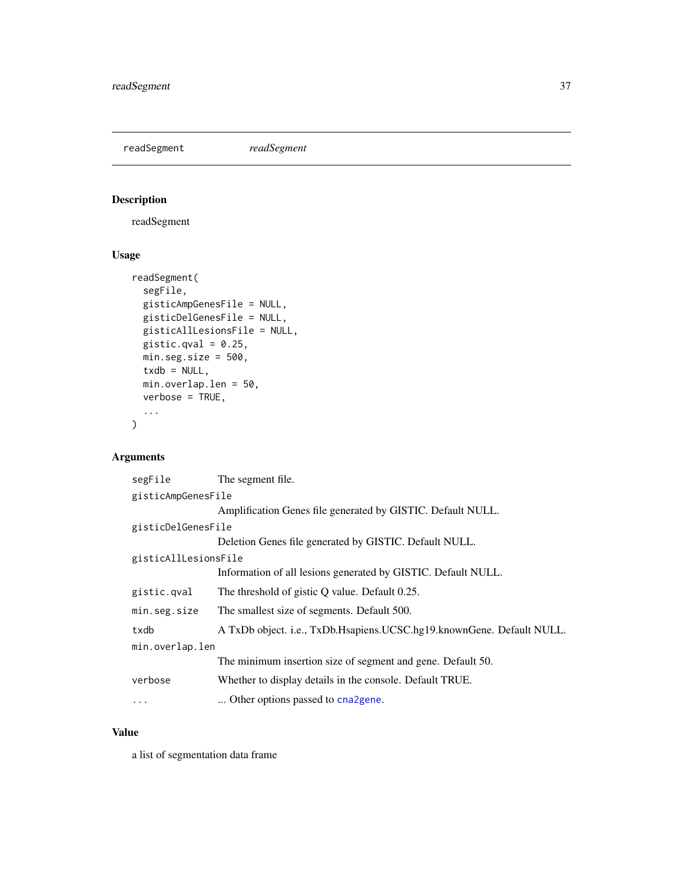## readSegment *readSegment*

### Description

readSegment

### Usage

```
readSegment(
  segFile,
  gisticAmpGenesFile = NULL,
  gisticDelGenesFile = NULL,
  gisticAllLesionsFile = NULL,
  gistic.qval = 0.25,
  min.seg.size = 500,
  txdb = NULL,
  min.overlap.len = 50,
  verbose = TRUE,
  ...
)
```

### Arguments

| Argument | Description |
| --- | --- |
| `segFile` | The segment file. |
| `gisticAmpGenesFile` | Amplification Genes file generated by GISTIC. Default NULL. |
| `gisticDelGenesFile` | Deletion Genes file generated by GISTIC. Default NULL. |
| `gisticAllLesionsFile` | Information of all lesions generated by GISTIC. Default NULL. |
| `gistic.qval` | The threshold of gistic Q value. Default 0.25. |
| `min.seg.size` | The smallest size of segments. Default 500. |
| `txdb` | A TxDb object. i.e., TxDb.Hsapiens.UCSC.hg19.knownGene. Default NULL. |
| `min.overlap.len` | The minimum insertion size of segment and gene. Default 50. |
| `verbose` | Whether to display details in the console. Default TRUE. |
| `...` | ... Other options passed to `cna2gene`. |

### Value

a list of segmentation data frame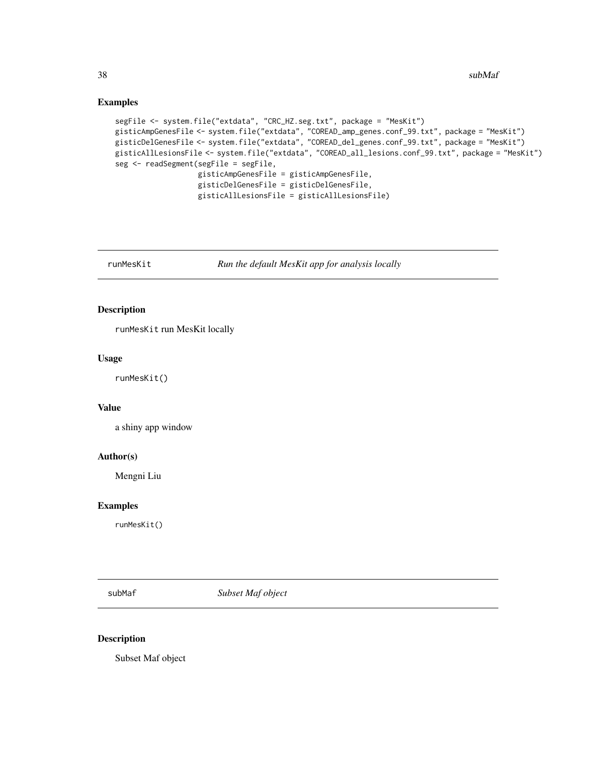## Examples

```
segFile <- system.file("extdata", "CRC_HZ.seg.txt", package = "MesKit")
gisticAmpGenesFile <- system.file("extdata", "COREAD_amp_genes.conf_99.txt", package = "MesKit")
gisticDelGenesFile <- system.file("extdata", "COREAD_del_genes.conf_99.txt", package = "MesKit")
gisticAllLesionsFile <- system.file("extdata", "COREAD_all_lesions.conf_99.txt", package = "MesKit")
seg <- readSegment(segFile = segFile,
                   gisticAmpGenesFile = gisticAmpGenesFile,
                   gisticDelGenesFile = gisticDelGenesFile,
                   gisticAllLesionsFile = gisticAllLesionsFile)
```

---

# runMesKit — *Run the default MesKit app for analysis locally*

## Description

`runMesKit` run MesKit locally

## Usage

```
runMesKit()
```

## Value

a shiny app window

## Author(s)

Mengni Liu

## Examples

```
runMesKit()
```

---

# subMaf — *Subset Maf object*

## Description

Subset Maf object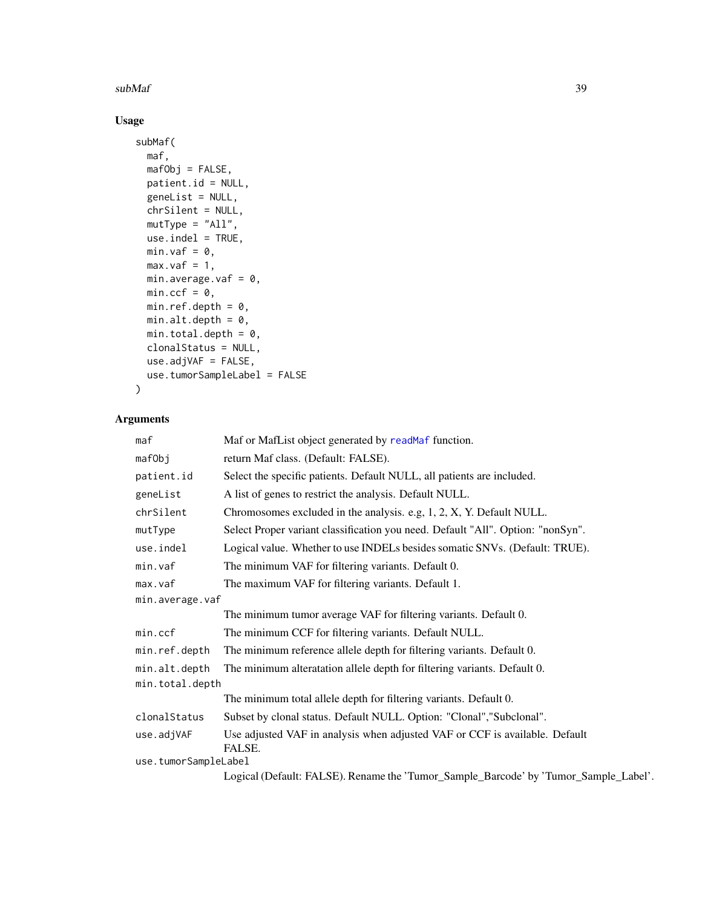## Usage

```
subMaf(
  maf,
  mafObj = FALSE,
  patient.id = NULL,
  geneList = NULL,
  chrSilent = NULL,
  mutType = "All",
  use.indel = TRUE,
  min.vaf = 0,
  max.vaf = 1,
  min.average.vaf = 0,
  min.ccf = 0,
  min.ref.depth = 0,
  min.alt.depth = 0,
  min.total.depth = 0,
  clonalStatus = NULL,
  use.adjVAF = FALSE,
  use.tumorSampleLabel = FALSE
)
```

## Arguments

| Argument | Description |
| --- | --- |
| maf | Maf or MafList object generated by readMaf function. |
| mafObj | return Maf class. (Default: FALSE). |
| patient.id | Select the specific patients. Default NULL, all patients are included. |
| geneList | A list of genes to restrict the analysis. Default NULL. |
| chrSilent | Chromosomes excluded in the analysis. e.g, 1, 2, X, Y. Default NULL. |
| mutType | Select Proper variant classification you need. Default "All". Option: "nonSyn". |
| use.indel | Logical value. Whether to use INDELs besides somatic SNVs. (Default: TRUE). |
| min.vaf | The minimum VAF for filtering variants. Default 0. |
| max.vaf | The maximum VAF for filtering variants. Default 1. |
| min.average.vaf | The minimum tumor average VAF for filtering variants. Default 0. |
| min.ccf | The minimum CCF for filtering variants. Default NULL. |
| min.ref.depth | The minimum reference allele depth for filtering variants. Default 0. |
| min.alt.depth | The minimum alteratation allele depth for filtering variants. Default 0. |
| min.total.depth | The minimum total allele depth for filtering variants. Default 0. |
| clonalStatus | Subset by clonal status. Default NULL. Option: "Clonal","Subclonal". |
| use.adjVAF | Use adjusted VAF in analysis when adjusted VAF or CCF is available. Default FALSE. |
| use.tumorSampleLabel | Logical (Default: FALSE). Rename the 'Tumor_Sample_Barcode' by 'Tumor_Sample_Label'. |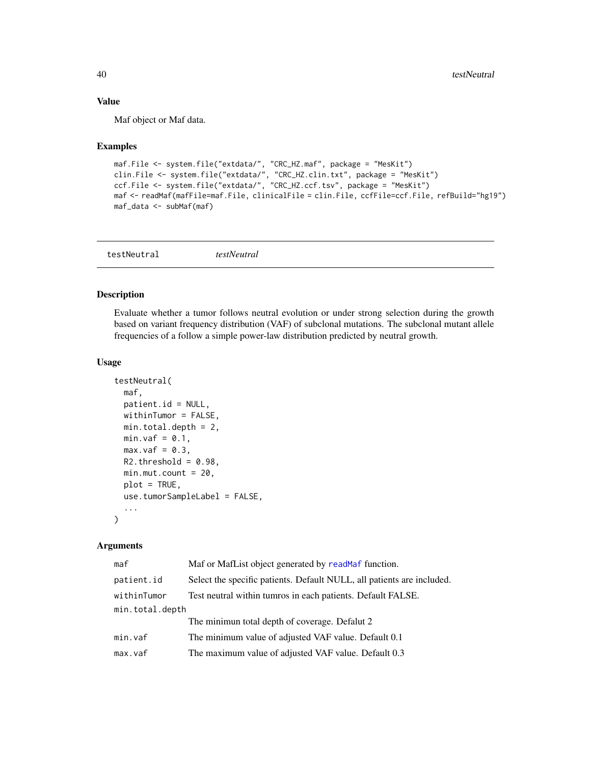### Value

Maf object or Maf data.

### Examples

```
maf.File <- system.file("extdata/", "CRC_HZ.maf", package = "MesKit")
clin.File <- system.file("extdata/", "CRC_HZ.clin.txt", package = "MesKit")
ccf.File <- system.file("extdata/", "CRC_HZ.ccf.tsv", package = "MesKit")
maf <- readMaf(mafFile=maf.File, clinicalFile = clin.File, ccfFile=ccf.File, refBuild="hg19")
maf_data <- subMaf(maf)
```

---

## testNeutral *testNeutral*

### Description

Evaluate whether a tumor follows neutral evolution or under strong selection during the growth based on variant frequency distribution (VAF) of subclonal mutations. The subclonal mutant allele frequencies of a follow a simple power-law distribution predicted by neutral growth.

### Usage

```
testNeutral(
  maf,
  patient.id = NULL,
  withinTumor = FALSE,
  min.total.depth = 2,
  min.vaf = 0.1,
  max.vaf = 0.3,
  R2.threshold = 0.98,
  min.mut.count = 20,
  plot = TRUE,
  use.tumorSampleLabel = FALSE,
  ...
)
```

### Arguments

| | |
|---|---|
| maf | Maf or MafList object generated by readMaf function. |
| patient.id | Select the specific patients. Default NULL, all patients are included. |
| withinTumor | Test neutral within tumros in each patients. Default FALSE. |
| min.total.depth | The minimun total depth of coverage. Defalut 2 |
| min.vaf | The minimum value of adjusted VAF value. Default 0.1 |
| max.vaf | The maximum value of adjusted VAF value. Default 0.3 |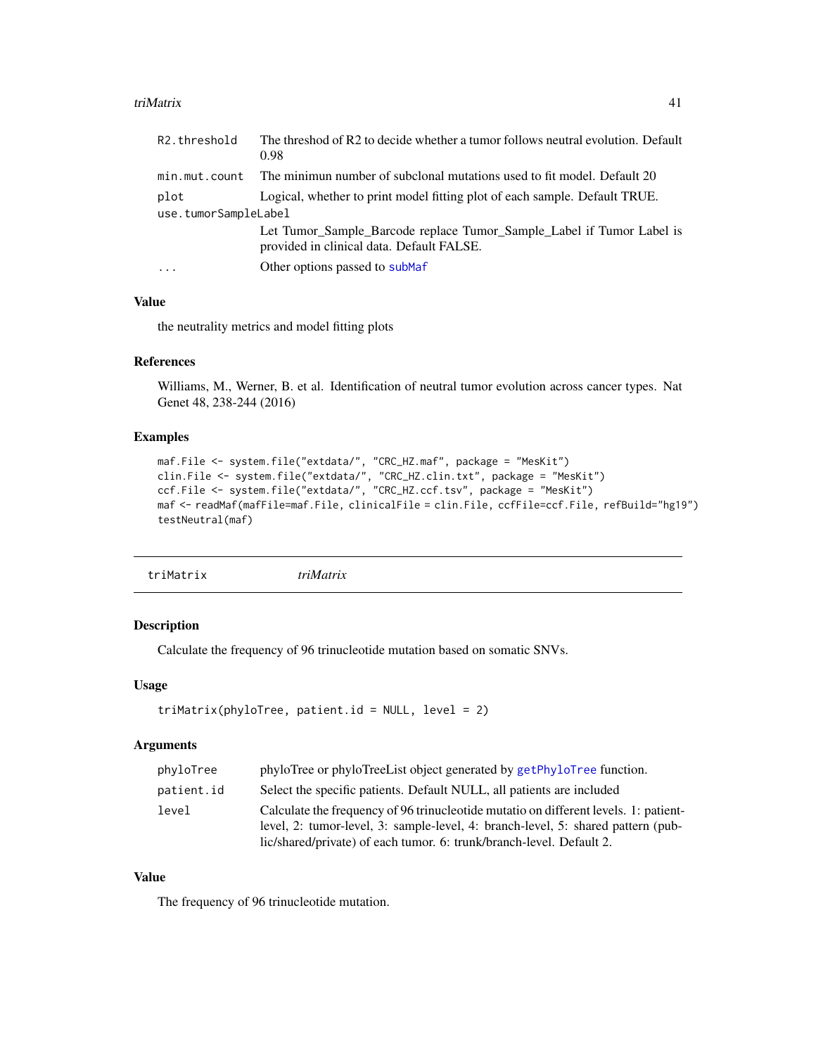| | |
|---|---|
| R2.threshold | The threshod of R2 to decide whether a tumor follows neutral evolution. Default 0.98 |
| min.mut.count | The minimun number of subclonal mutations used to fit model. Default 20 |
| plot | Logical, whether to print model fitting plot of each sample. Default TRUE. |
| use.tumorSampleLabel | Let Tumor_Sample_Barcode replace Tumor_Sample_Label if Tumor Label is provided in clinical data. Default FALSE. |
| ... | Other options passed to subMaf |

### Value

the neutrality metrics and model fitting plots

### References

Williams, M., Werner, B. et al. Identification of neutral tumor evolution across cancer types. Nat Genet 48, 238-244 (2016)

### Examples

```
maf.File <- system.file("extdata/", "CRC_HZ.maf", package = "MesKit")
clin.File <- system.file("extdata/", "CRC_HZ.clin.txt", package = "MesKit")
ccf.File <- system.file("extdata/", "CRC_HZ.ccf.tsv", package = "MesKit")
maf <- readMaf(mafFile=maf.File, clinicalFile = clin.File, ccfFile=ccf.File, refBuild="hg19")
testNeutral(maf)
```

---

## triMatrix *triMatrix*

### Description

Calculate the frequency of 96 trinucleotide mutation based on somatic SNVs.

### Usage

```
triMatrix(phyloTree, patient.id = NULL, level = 2)
```

### Arguments

| | |
|---|---|
| phyloTree | phyloTree or phyloTreeList object generated by getPhyloTree function. |
| patient.id | Select the specific patients. Default NULL, all patients are included |
| level | Calculate the frequency of 96 trinucleotide mutatio on different levels. 1: patient-level, 2: tumor-level, 3: sample-level, 4: branch-level, 5: shared pattern (public/shared/private) of each tumor. 6: trunk/branch-level. Default 2. |

### Value

The frequency of 96 trinucleotide mutation.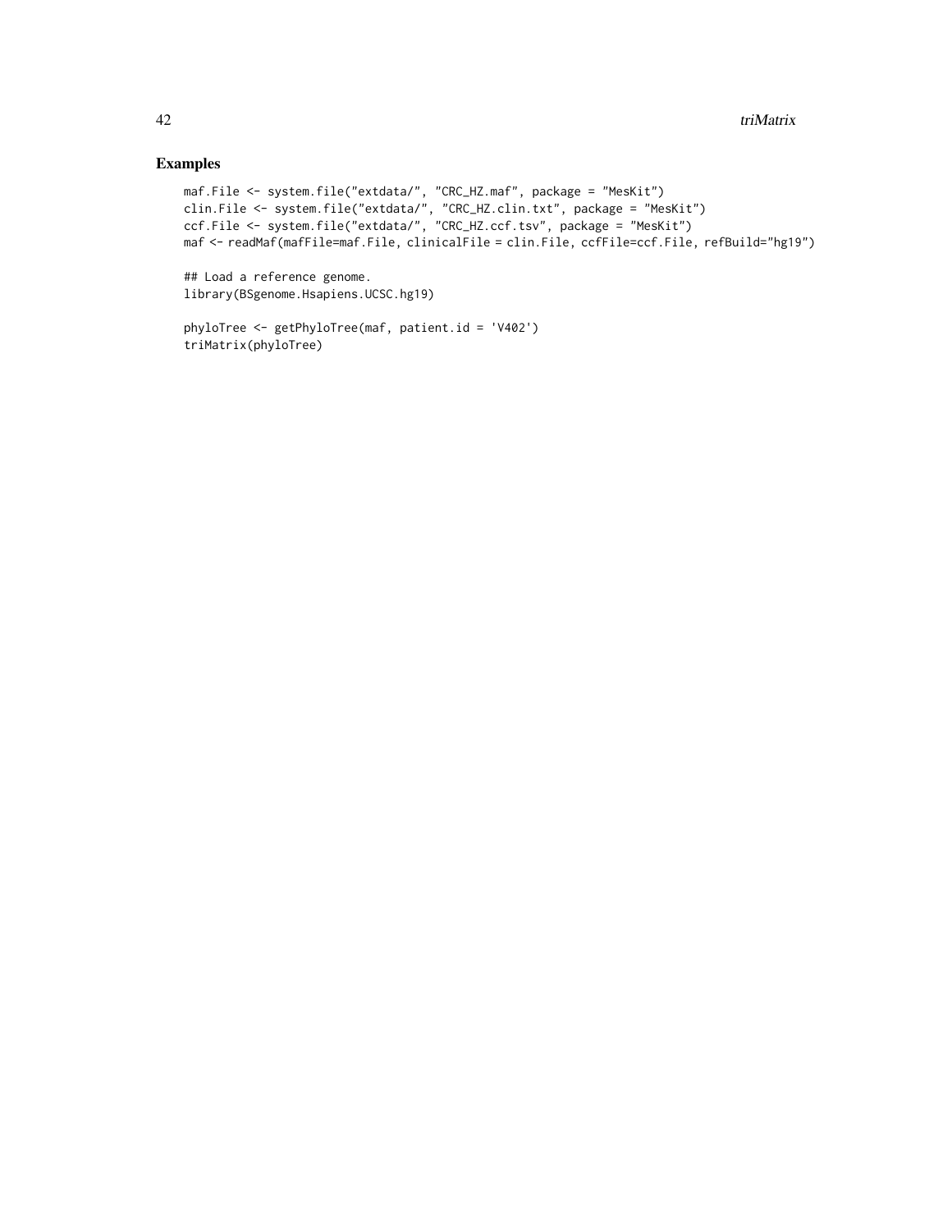## Examples

```
maf.File <- system.file("extdata/", "CRC_HZ.maf", package = "MesKit")
clin.File <- system.file("extdata/", "CRC_HZ.clin.txt", package = "MesKit")
ccf.File <- system.file("extdata/", "CRC_HZ.ccf.tsv", package = "MesKit")
maf <- readMaf(mafFile=maf.File, clinicalFile = clin.File, ccfFile=ccf.File, refBuild="hg19")

## Load a reference genome.
library(BSgenome.Hsapiens.UCSC.hg19)

phyloTree <- getPhyloTree(maf, patient.id = 'V402')
triMatrix(phyloTree)
```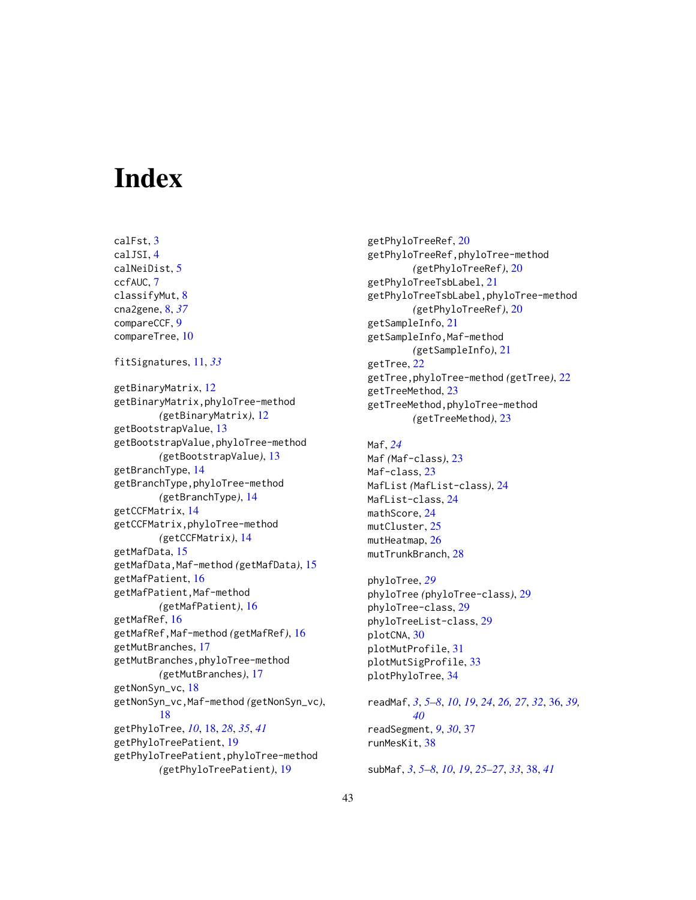# Index

calFst, 3
calJSI, 4
calNeiDist, 5
ccfAUC, 7
classifyMut, 8
cna2gene, 8, *37*
compareCCF, 9
compareTree, 10

fitSignatures, 11, *33*

getBinaryMatrix, 12
getBinaryMatrix,phyloTree-method
    *(*getBinaryMatrix*)*, 12
getBootstrapValue, 13
getBootstrapValue,phyloTree-method
    *(*getBootstrapValue*)*, 13
getBranchType, 14
getBranchType,phyloTree-method
    *(*getBranchType*)*, 14
getCCFMatrix, 14
getCCFMatrix,phyloTree-method
    *(*getCCFMatrix*)*, 14
getMafData, 15
getMafData,Maf-method *(*getMafData*)*, 15
getMafPatient, 16
getMafPatient,Maf-method
    *(*getMafPatient*)*, 16
getMafRef, 16
getMafRef,Maf-method *(*getMafRef*)*, 16
getMutBranches, 17
getMutBranches,phyloTree-method
    *(*getMutBranches*)*, 17
getNonSyn_vc, 18
getNonSyn_vc,Maf-method *(*getNonSyn_vc*)*,
    18
getPhyloTree, *10*, 18, *28*, *35*, *41*
getPhyloTreePatient, 19
getPhyloTreePatient,phyloTree-method
    *(*getPhyloTreePatient*)*, 19
getPhyloTreeRef, 20
getPhyloTreeRef,phyloTree-method
    *(*getPhyloTreeRef*)*, 20
getPhyloTreeTsbLabel, 21
getPhyloTreeTsbLabel,phyloTree-method
    *(*getPhyloTreeRef*)*, 20
getSampleInfo, 21
getSampleInfo,Maf-method
    *(*getSampleInfo*)*, 21
getTree, 22
getTree,phyloTree-method *(*getTree*)*, 22
getTreeMethod, 23
getTreeMethod,phyloTree-method
    *(*getTreeMethod*)*, 23

Maf, *24*
Maf *(*Maf-class*)*, 23
Maf-class, 23
MafList *(*MafList-class*)*, 24
MafList-class, 24
mathScore, 24
mutCluster, 25
mutHeatmap, 26
mutTrunkBranch, 28

phyloTree, *29*
phyloTree *(*phyloTree-class*)*, 29
phyloTree-class, 29
phyloTreeList-class, 29
plotCNA, 30
plotMutProfile, 31
plotMutSigProfile, 33
plotPhyloTree, 34

readMaf, *3*, *5–8*, *10*, *19*, *24*, *26*, *27*, *32*, 36, *39*,
    *40*
readSegment, *9*, *30*, 37
runMesKit, 38

subMaf, *3*, *5–8*, *10*, *19*, *25–27*, *33*, 38, *41*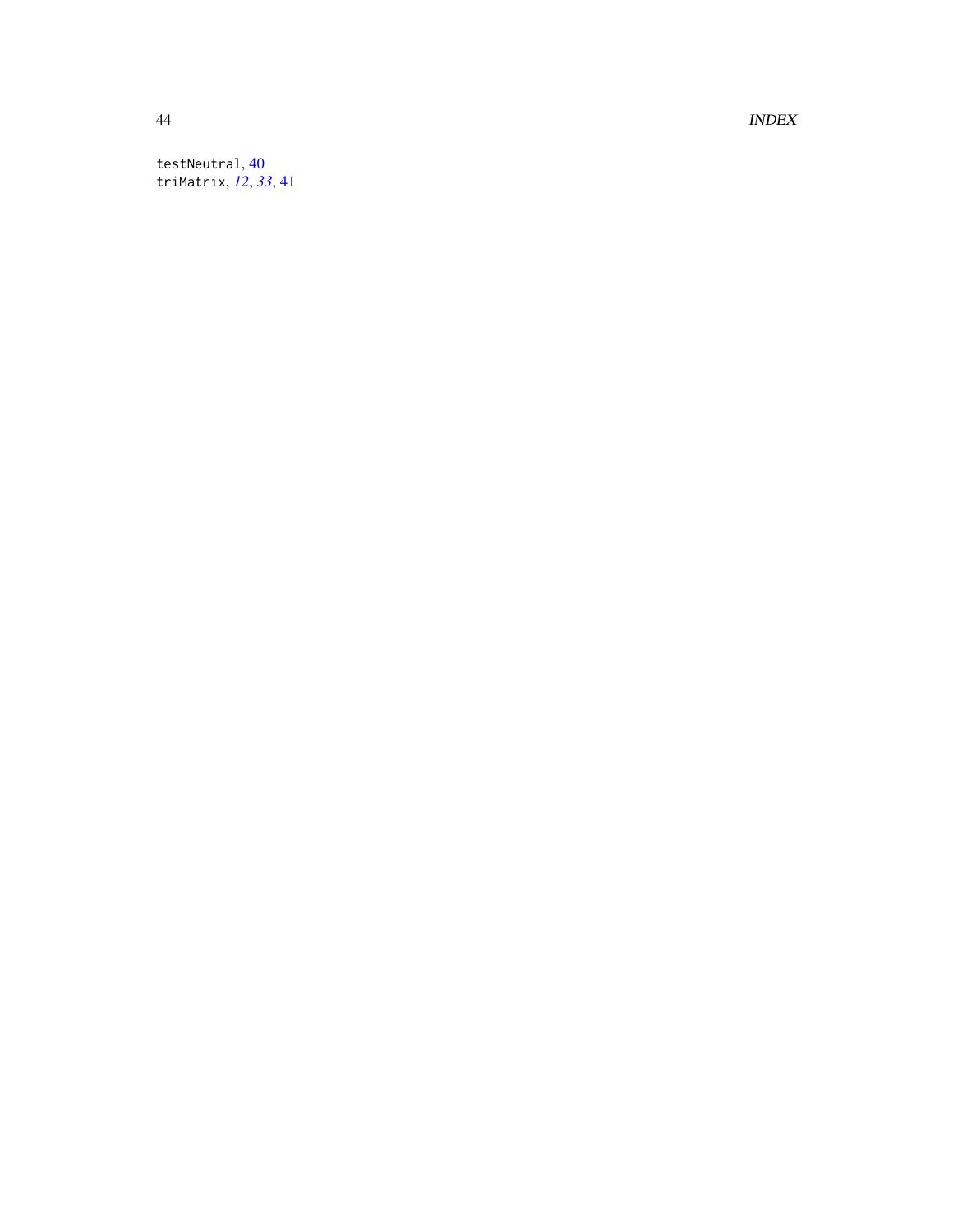testNeutral, 40
triMatrix, *12*, *33*, 41